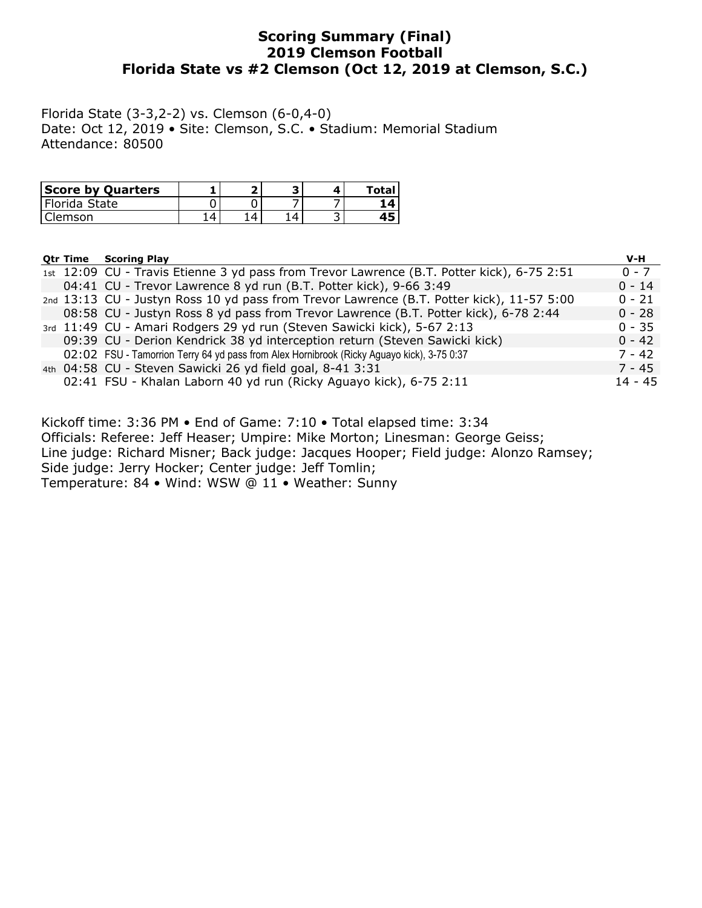# Scoring Summary (Final)
## 2019 Clemson Football
## Florida State vs #2 Clemson (Oct 12, 2019 at Clemson, S.C.)

Florida State (3-3,2-2) vs. Clemson (6-0,4-0)
Date: Oct 12, 2019 • Site: Clemson, S.C. • Stadium: Memorial Stadium
Attendance: 80500

| Score by Quarters | 1 | 2 | 3 | 4 | Total |
|---|---|---|---|---|---|
| Florida State | 0 | 0 | 7 | 7 | **14** |
| Clemson | 14 | 14 | 14 | 3 | **45** |

| Qtr | Time | Scoring Play | V-H |
|---|---|---|---|
| 1st | 12:09 | CU - Travis Etienne 3 yd pass from Trevor Lawrence (B.T. Potter kick), 6-75 2:51 | 0 - 7 |
| | 04:41 | CU - Trevor Lawrence 8 yd run (B.T. Potter kick), 9-66 3:49 | 0 - 14 |
| 2nd | 13:13 | CU - Justyn Ross 10 yd pass from Trevor Lawrence (B.T. Potter kick), 11-57 5:00 | 0 - 21 |
| | 08:58 | CU - Justyn Ross 8 yd pass from Trevor Lawrence (B.T. Potter kick), 6-78 2:44 | 0 - 28 |
| 3rd | 11:49 | CU - Amari Rodgers 29 yd run (Steven Sawicki kick), 5-67 2:13 | 0 - 35 |
| | 09:39 | CU - Derion Kendrick 38 yd interception return (Steven Sawicki kick) | 0 - 42 |
| | 02:02 | FSU - Tamorrion Terry 64 yd pass from Alex Hornibrook (Ricky Aguayo kick), 3-75 0:37 | 7 - 42 |
| 4th | 04:58 | CU - Steven Sawicki 26 yd field goal, 8-41 3:31 | 7 - 45 |
| | 02:41 | FSU - Khalan Laborn 40 yd run (Ricky Aguayo kick), 6-75 2:11 | 14 - 45 |

Kickoff time: 3:36 PM • End of Game: 7:10 • Total elapsed time: 3:34
Officials: Referee: Jeff Heaser; Umpire: Mike Morton; Linesman: George Geiss;
Line judge: Richard Misner; Back judge: Jacques Hooper; Field judge: Alonzo Ramsey;
Side judge: Jerry Hocker; Center judge: Jeff Tomlin;
Temperature: 84 • Wind: WSW @ 11 • Weather: Sunny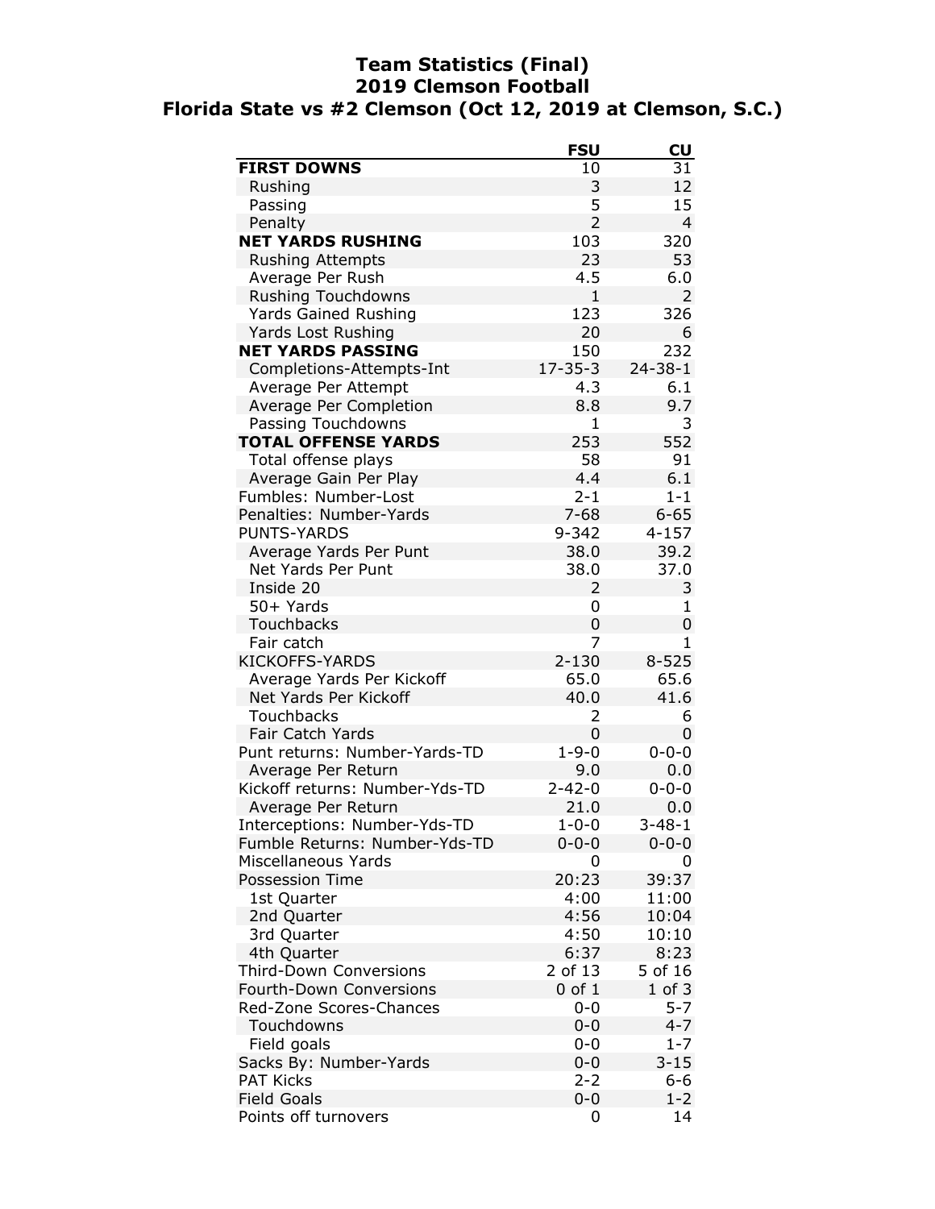# Team Statistics (Final)
## 2019 Clemson Football
## Florida State vs #2 Clemson (Oct 12, 2019 at Clemson, S.C.)

| | FSU | CU |
|---|---|---|
| **FIRST DOWNS** | 10 | 31 |
| Rushing | 3 | 12 |
| Passing | 5 | 15 |
| Penalty | 2 | 4 |
| **NET YARDS RUSHING** | 103 | 320 |
| Rushing Attempts | 23 | 53 |
| Average Per Rush | 4.5 | 6.0 |
| Rushing Touchdowns | 1 | 2 |
| Yards Gained Rushing | 123 | 326 |
| Yards Lost Rushing | 20 | 6 |
| **NET YARDS PASSING** | 150 | 232 |
| Completions-Attempts-Int | 17-35-3 | 24-38-1 |
| Average Per Attempt | 4.3 | 6.1 |
| Average Per Completion | 8.8 | 9.7 |
| Passing Touchdowns | 1 | 3 |
| **TOTAL OFFENSE YARDS** | 253 | 552 |
| Total offense plays | 58 | 91 |
| Average Gain Per Play | 4.4 | 6.1 |
| Fumbles: Number-Lost | 2-1 | 1-1 |
| Penalties: Number-Yards | 7-68 | 6-65 |
| PUNTS-YARDS | 9-342 | 4-157 |
| Average Yards Per Punt | 38.0 | 39.2 |
| Net Yards Per Punt | 38.0 | 37.0 |
| Inside 20 | 2 | 3 |
| 50+ Yards | 0 | 1 |
| Touchbacks | 0 | 0 |
| Fair catch | 7 | 1 |
| KICKOFFS-YARDS | 2-130 | 8-525 |
| Average Yards Per Kickoff | 65.0 | 65.6 |
| Net Yards Per Kickoff | 40.0 | 41.6 |
| Touchbacks | 2 | 6 |
| Fair Catch Yards | 0 | 0 |
| Punt returns: Number-Yards-TD | 1-9-0 | 0-0-0 |
| Average Per Return | 9.0 | 0.0 |
| Kickoff returns: Number-Yds-TD | 2-42-0 | 0-0-0 |
| Average Per Return | 21.0 | 0.0 |
| Interceptions: Number-Yds-TD | 1-0-0 | 3-48-1 |
| Fumble Returns: Number-Yds-TD | 0-0-0 | 0-0-0 |
| Miscellaneous Yards | 0 | 0 |
| Possession Time | 20:23 | 39:37 |
| 1st Quarter | 4:00 | 11:00 |
| 2nd Quarter | 4:56 | 10:04 |
| 3rd Quarter | 4:50 | 10:10 |
| 4th Quarter | 6:37 | 8:23 |
| Third-Down Conversions | 2 of 13 | 5 of 16 |
| Fourth-Down Conversions | 0 of 1 | 1 of 3 |
| Red-Zone Scores-Chances | 0-0 | 5-7 |
| Touchdowns | 0-0 | 4-7 |
| Field goals | 0-0 | 1-7 |
| Sacks By: Number-Yards | 0-0 | 3-15 |
| PAT Kicks | 2-2 | 6-6 |
| Field Goals | 0-0 | 1-2 |
| Points off turnovers | 0 | 14 |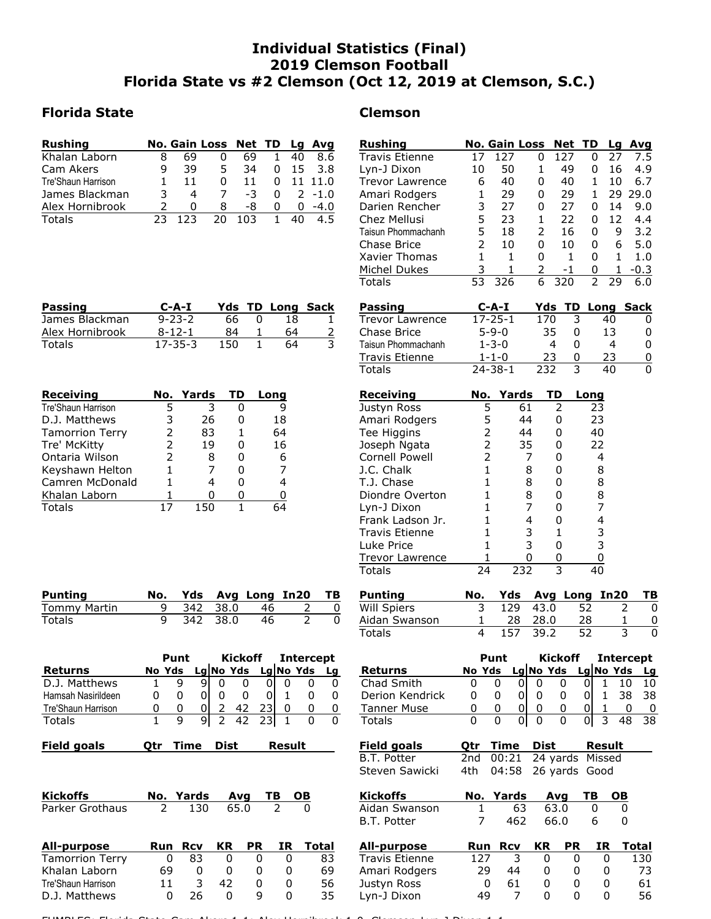# Individual Statistics (Final)
## 2019 Clemson Football
## Florida State vs #2 Clemson (Oct 12, 2019 at Clemson, S.C.)

### Florida State

| Rushing | No. | Gain | Loss | Net | TD | Lg | Avg |
|---|---|---|---|---|---|---|---|
| Khalan Laborn | 8 | 69 | 0 | 69 | 1 | 40 | 8.6 |
| Cam Akers | 9 | 39 | 5 | 34 | 0 | 15 | 3.8 |
| Tre'Shaun Harrison | 1 | 11 | 0 | 11 | 0 | 11 | 11.0 |
| James Blackman | 3 | 4 | 7 | -3 | 0 | 2 | -1.0 |
| Alex Hornibrook | 2 | 0 | 8 | -8 | 0 | 0 | -4.0 |
| Totals | 23 | 123 | 20 | 103 | 1 | 40 | 4.5 |

| Passing | C-A-I | Yds | TD | Long | Sack |
|---|---|---|---|---|---|
| James Blackman | 9-23-2 | 66 | 0 | 18 | 1 |
| Alex Hornibrook | 8-12-1 | 84 | 1 | 64 | 2 |
| Totals | 17-35-3 | 150 | 1 | 64 | 3 |

| Receiving | No. | Yards | TD | Long |
|---|---|---|---|---|
| Tre'Shaun Harrison | 5 | 3 | 0 | 9 |
| D.J. Matthews | 3 | 26 | 0 | 18 |
| Tamorrion Terry | 2 | 83 | 1 | 64 |
| Tre' McKitty | 2 | 19 | 0 | 16 |
| Ontaria Wilson | 2 | 8 | 0 | 6 |
| Keyshawn Helton | 1 | 7 | 0 | 7 |
| Camren McDonald | 1 | 4 | 0 | 4 |
| Khalan Laborn | 1 | 0 | 0 | 0 |
| Totals | 17 | 150 | 1 | 64 |

| Punting | No. | Yds | Avg | Long | In20 | TB |
|---|---|---|---|---|---|---|
| Tommy Martin | 9 | 342 | 38.0 | 46 | 2 | 0 |
| Totals | 9 | 342 | 38.0 | 46 | 2 | 0 |

| | Punt | | | Kickoff | | | Intercept | | |
|---|---|---|---|---|---|---|---|---|---|
| Returns | No | Yds | Lg | No | Yds | Lg | No | Yds | Lg |
| D.J. Matthews | 1 | 9 | 9 | 0 | 0 | 0 | 0 | 0 | 0 |
| Hamsah Nasirildeen | 0 | 0 | 0 | 0 | 0 | 0 | 1 | 0 | 0 |
| Tre'Shaun Harrison | 0 | 0 | 0 | 2 | 42 | 23 | 0 | 0 | 0 |
| Totals | 1 | 9 | 9 | 2 | 42 | 23 | 1 | 0 | 0 |

| Field goals | Qtr | Time | Dist | Result |
|---|---|---|---|---|

| Kickoffs | No. | Yards | Avg | TB | OB |
|---|---|---|---|---|---|
| Parker Grothaus | 2 | 130 | 65.0 | 2 | 0 |

| All-purpose | Run | Rcv | KR | PR | IR | Total |
|---|---|---|---|---|---|---|
| Tamorrion Terry | 0 | 83 | 0 | 0 | 0 | 83 |
| Khalan Laborn | 69 | 0 | 0 | 0 | 0 | 69 |
| Tre'Shaun Harrison | 11 | 3 | 42 | 0 | 0 | 56 |
| D.J. Matthews | 0 | 26 | 0 | 9 | 0 | 35 |

### Clemson

| Rushing | No. | Gain | Loss | Net | TD | Lg | Avg |
|---|---|---|---|---|---|---|---|
| Travis Etienne | 17 | 127 | 0 | 127 | 0 | 27 | 7.5 |
| Lyn-J Dixon | 10 | 50 | 1 | 49 | 0 | 16 | 4.9 |
| Trevor Lawrence | 6 | 40 | 0 | 40 | 1 | 10 | 6.7 |
| Amari Rodgers | 1 | 29 | 0 | 29 | 1 | 29 | 29.0 |
| Darien Rencher | 3 | 27 | 0 | 27 | 0 | 14 | 9.0 |
| Chez Mellusi | 5 | 23 | 1 | 22 | 0 | 12 | 4.4 |
| Taisun Phommachanh | 5 | 18 | 2 | 16 | 0 | 9 | 3.2 |
| Chase Brice | 2 | 10 | 0 | 10 | 0 | 6 | 5.0 |
| Xavier Thomas | 1 | 1 | 0 | 1 | 0 | 1 | 1.0 |
| Michel Dukes | 3 | 1 | 2 | -1 | 0 | 1 | -0.3 |
| Totals | 53 | 326 | 6 | 320 | 2 | 29 | 6.0 |

| Passing | C-A-I | Yds | TD | Long | Sack |
|---|---|---|---|---|---|
| Trevor Lawrence | 17-25-1 | 170 | 3 | 40 | 0 |
| Chase Brice | 5-9-0 | 35 | 0 | 13 | 0 |
| Taisun Phommachanh | 1-3-0 | 4 | 0 | 4 | 0 |
| Travis Etienne | 1-1-0 | 23 | 0 | 23 | 0 |
| Totals | 24-38-1 | 232 | 3 | 40 | 0 |

| Receiving | No. | Yards | TD | Long |
|---|---|---|---|---|
| Justyn Ross | 5 | 61 | 2 | 23 |
| Amari Rodgers | 5 | 44 | 0 | 23 |
| Tee Higgins | 2 | 44 | 0 | 40 |
| Joseph Ngata | 2 | 35 | 0 | 22 |
| Cornell Powell | 2 | 7 | 0 | 4 |
| J.C. Chalk | 1 | 8 | 0 | 8 |
| T.J. Chase | 1 | 8 | 0 | 8 |
| Diondre Overton | 1 | 8 | 0 | 8 |
| Lyn-J Dixon | 1 | 7 | 0 | 7 |
| Frank Ladson Jr. | 1 | 4 | 0 | 4 |
| Travis Etienne | 1 | 3 | 1 | 3 |
| Luke Price | 1 | 3 | 0 | 3 |
| Trevor Lawrence | 1 | 0 | 0 | 0 |
| Totals | 24 | 232 | 3 | 40 |

| Punting | No. | Yds | Avg | Long | In20 | TB |
|---|---|---|---|---|---|---|
| Will Spiers | 3 | 129 | 43.0 | 52 | 2 | 0 |
| Aidan Swanson | 1 | 28 | 28.0 | 28 | 1 | 0 |
| Totals | 4 | 157 | 39.2 | 52 | 3 | 0 |

| | Punt | | | Kickoff | | | Intercept | | |
|---|---|---|---|---|---|---|---|---|---|
| Returns | No | Yds | Lg | No | Yds | Lg | No | Yds | Lg |
| Chad Smith | 0 | 0 | 0 | 0 | 0 | 0 | 1 | 10 | 10 |
| Derion Kendrick | 0 | 0 | 0 | 0 | 0 | 0 | 1 | 38 | 38 |
| Tanner Muse | 0 | 0 | 0 | 0 | 0 | 0 | 1 | 0 | 0 |
| Totals | 0 | 0 | 0 | 0 | 0 | 0 | 3 | 48 | 38 |

| Field goals | Qtr | Time | Dist | Result |
|---|---|---|---|---|
| B.T. Potter | 2nd | 00:21 | 24 yards | Missed |
| Steven Sawicki | 4th | 04:58 | 26 yards | Good |

| Kickoffs | No. | Yards | Avg | TB | OB |
|---|---|---|---|---|---|
| Aidan Swanson | 1 | 63 | 63.0 | 0 | 0 |
| B.T. Potter | 7 | 462 | 66.0 | 6 | 0 |

| All-purpose | Run | Rcv | KR | PR | IR | Total |
|---|---|---|---|---|---|---|
| Travis Etienne | 127 | 3 | 0 | 0 | 0 | 130 |
| Amari Rodgers | 29 | 44 | 0 | 0 | 0 | 73 |
| Justyn Ross | 0 | 61 | 0 | 0 | 0 | 61 |
| Lyn-J Dixon | 49 | 7 | 0 | 0 | 0 | 56 |

FUMBLES: Florida State-Cam Akers 1-1; Alex Hornibrook 1-0. Clemson-Lyn-J Dixon 1-1.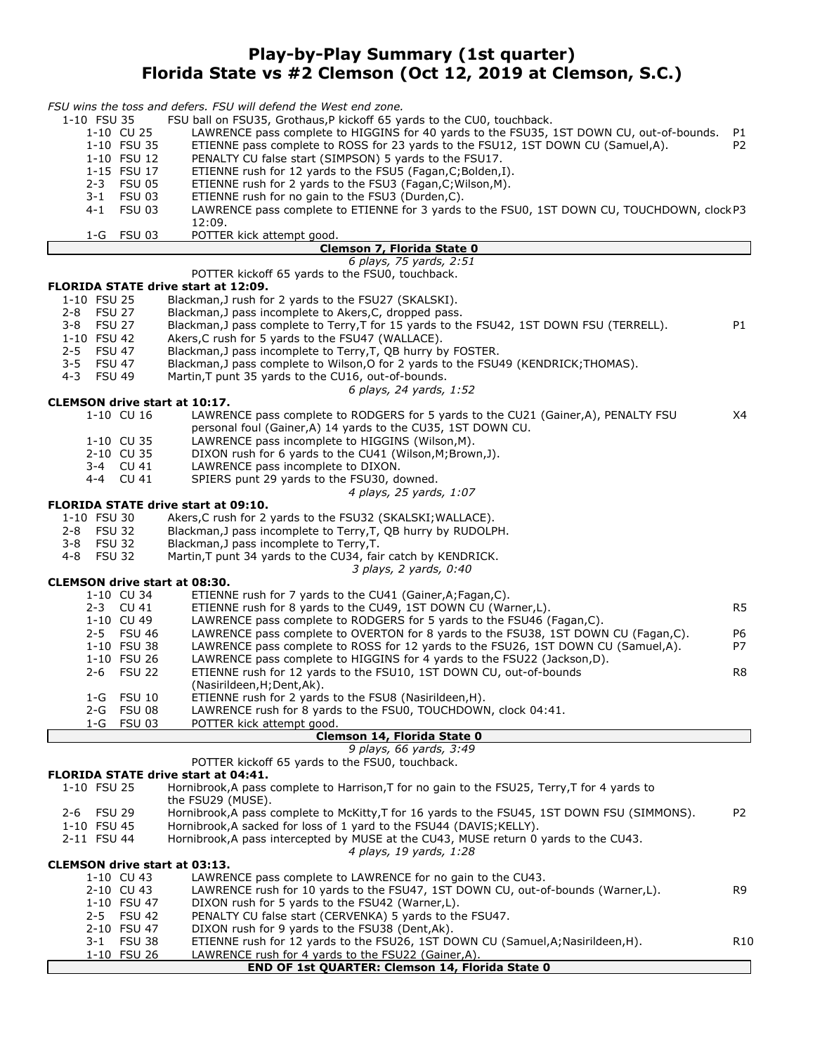# Play-by-Play Summary (1st quarter)
## Florida State vs #2 Clemson (Oct 12, 2019 at Clemson, S.C.)

*FSU wins the toss and defers. FSU will defend the West end zone.*

| Down | Play | |
|---|---|---|
| 1-10 FSU 35 | FSU ball on FSU35, Grothaus,P kickoff 65 yards to the CU0, touchback. | |
| 1-10 CU 25 | LAWRENCE pass complete to HIGGINS for 40 yards to the FSU35, 1ST DOWN CU, out-of-bounds. | P1 |
| 1-10 FSU 35 | ETIENNE pass complete to ROSS for 23 yards to the FSU12, 1ST DOWN CU (Samuel,A). | P2 |
| 1-10 FSU 12 | PENALTY CU false start (SIMPSON) 5 yards to the FSU17. | |
| 1-15 FSU 17 | ETIENNE rush for 12 yards to the FSU5 (Fagan,C;Bolden,I). | |
| 2-3 FSU 05 | ETIENNE rush for 2 yards to the FSU3 (Fagan,C;Wilson,M). | |
| 3-1 FSU 03 | ETIENNE rush for no gain to the FSU3 (Durden,C). | |
| 4-1 FSU 03 | LAWRENCE pass complete to ETIENNE for 3 yards to the FSU0, 1ST DOWN CU, TOUCHDOWN, clock 12:09. | P3 |
| 1-G FSU 03 | POTTER kick attempt good. | |

**Clemson 7, Florida State 0**

*6 plays, 75 yards, 2:51*

POTTER kickoff 65 yards to the FSU0, touchback.

**FLORIDA STATE drive start at 12:09.**

| Down | Play | |
|---|---|---|
| 1-10 FSU 25 | Blackman,J rush for 2 yards to the FSU27 (SKALSKI). | |
| 2-8 FSU 27 | Blackman,J pass incomplete to Akers,C, dropped pass. | |
| 3-8 FSU 27 | Blackman,J pass complete to Terry,T for 15 yards to the FSU42, 1ST DOWN FSU (TERRELL). | P1 |
| 1-10 FSU 42 | Akers,C rush for 5 yards to the FSU47 (WALLACE). | |
| 2-5 FSU 47 | Blackman,J pass incomplete to Terry,T, QB hurry by FOSTER. | |
| 3-5 FSU 47 | Blackman,J pass complete to Wilson,O for 2 yards to the FSU49 (KENDRICK;THOMAS). | |
| 4-3 FSU 49 | Martin,T punt 35 yards to the CU16, out-of-bounds. | |

*6 plays, 24 yards, 1:52*

**CLEMSON drive start at 10:17.**

| Down | Play | |
|---|---|---|
| 1-10 CU 16 | LAWRENCE pass complete to RODGERS for 5 yards to the CU21 (Gainer,A), PENALTY FSU personal foul (Gainer,A) 14 yards to the CU35, 1ST DOWN CU. | X4 |
| 1-10 CU 35 | LAWRENCE pass incomplete to HIGGINS (Wilson,M). | |
| 2-10 CU 35 | DIXON rush for 6 yards to the CU41 (Wilson,M;Brown,J). | |
| 3-4 CU 41 | LAWRENCE pass incomplete to DIXON. | |
| 4-4 CU 41 | SPIERS punt 29 yards to the FSU30, downed. | |

*4 plays, 25 yards, 1:07*

**FLORIDA STATE drive start at 09:10.**

| Down | Play | |
|---|---|---|
| 1-10 FSU 30 | Akers,C rush for 2 yards to the FSU32 (SKALSKI;WALLACE). | |
| 2-8 FSU 32 | Blackman,J pass incomplete to Terry,T, QB hurry by RUDOLPH. | |
| 3-8 FSU 32 | Blackman,J pass incomplete to Terry,T. | |
| 4-8 FSU 32 | Martin,T punt 34 yards to the CU34, fair catch by KENDRICK. | |

*3 plays, 2 yards, 0:40*

**CLEMSON drive start at 08:30.**

| Down | Play | |
|---|---|---|
| 1-10 CU 34 | ETIENNE rush for 7 yards to the CU41 (Gainer,A;Fagan,C). | |
| 2-3 CU 41 | ETIENNE rush for 8 yards to the CU49, 1ST DOWN CU (Warner,L). | R5 |
| 1-10 CU 49 | LAWRENCE pass complete to RODGERS for 5 yards to the FSU46 (Fagan,C). | |
| 2-5 FSU 46 | LAWRENCE pass complete to OVERTON for 8 yards to the FSU38, 1ST DOWN CU (Fagan,C). | P6 |
| 1-10 FSU 38 | LAWRENCE pass complete to ROSS for 12 yards to the FSU26, 1ST DOWN CU (Samuel,A). | P7 |
| 1-10 FSU 26 | LAWRENCE pass complete to HIGGINS for 4 yards to the FSU22 (Jackson,D). | |
| 2-6 FSU 22 | ETIENNE rush for 12 yards to the FSU10, 1ST DOWN CU, out-of-bounds (Nasirildeen,H;Dent,Ak). | R8 |
| 1-G FSU 10 | ETIENNE rush for 2 yards to the FSU8 (Nasirildeen,H). | |
| 2-G FSU 08 | LAWRENCE rush for 8 yards to the FSU0, TOUCHDOWN, clock 04:41. | |
| 1-G FSU 03 | POTTER kick attempt good. | |

**Clemson 14, Florida State 0**

*9 plays, 66 yards, 3:49*

POTTER kickoff 65 yards to the FSU0, touchback.

**FLORIDA STATE drive start at 04:41.**

| Down | Play | |
|---|---|---|
| 1-10 FSU 25 | Hornibrook,A pass complete to Harrison,T for no gain to the FSU25, Terry,T for 4 yards to the FSU29 (MUSE). | |
| 2-6 FSU 29 | Hornibrook,A pass complete to McKitty,T for 16 yards to the FSU45, 1ST DOWN FSU (SIMMONS). | P2 |
| 1-10 FSU 45 | Hornibrook,A sacked for loss of 1 yard to the FSU44 (DAVIS;KELLY). | |
| 2-11 FSU 44 | Hornibrook,A pass intercepted by MUSE at the CU43, MUSE return 0 yards to the CU43. | |

*4 plays, 19 yards, 1:28*

**CLEMSON drive start at 03:13.**

| Down | Play | |
|---|---|---|
| 1-10 CU 43 | LAWRENCE pass complete to LAWRENCE for no gain to the CU43. | |
| 2-10 CU 43 | LAWRENCE rush for 10 yards to the FSU47, 1ST DOWN CU, out-of-bounds (Warner,L). | R9 |
| 1-10 FSU 47 | DIXON rush for 5 yards to the FSU42 (Warner,L). | |
| 2-5 FSU 42 | PENALTY CU false start (CERVENKA) 5 yards to the FSU47. | |
| 2-10 FSU 47 | DIXON rush for 9 yards to the FSU38 (Dent,Ak). | |
| 3-1 FSU 38 | ETIENNE rush for 12 yards to the FSU26, 1ST DOWN CU (Samuel,A;Nasirildeen,H). | R10 |
| 1-10 FSU 26 | LAWRENCE rush for 4 yards to the FSU22 (Gainer,A). | |

**END OF 1st QUARTER: Clemson 14, Florida State 0**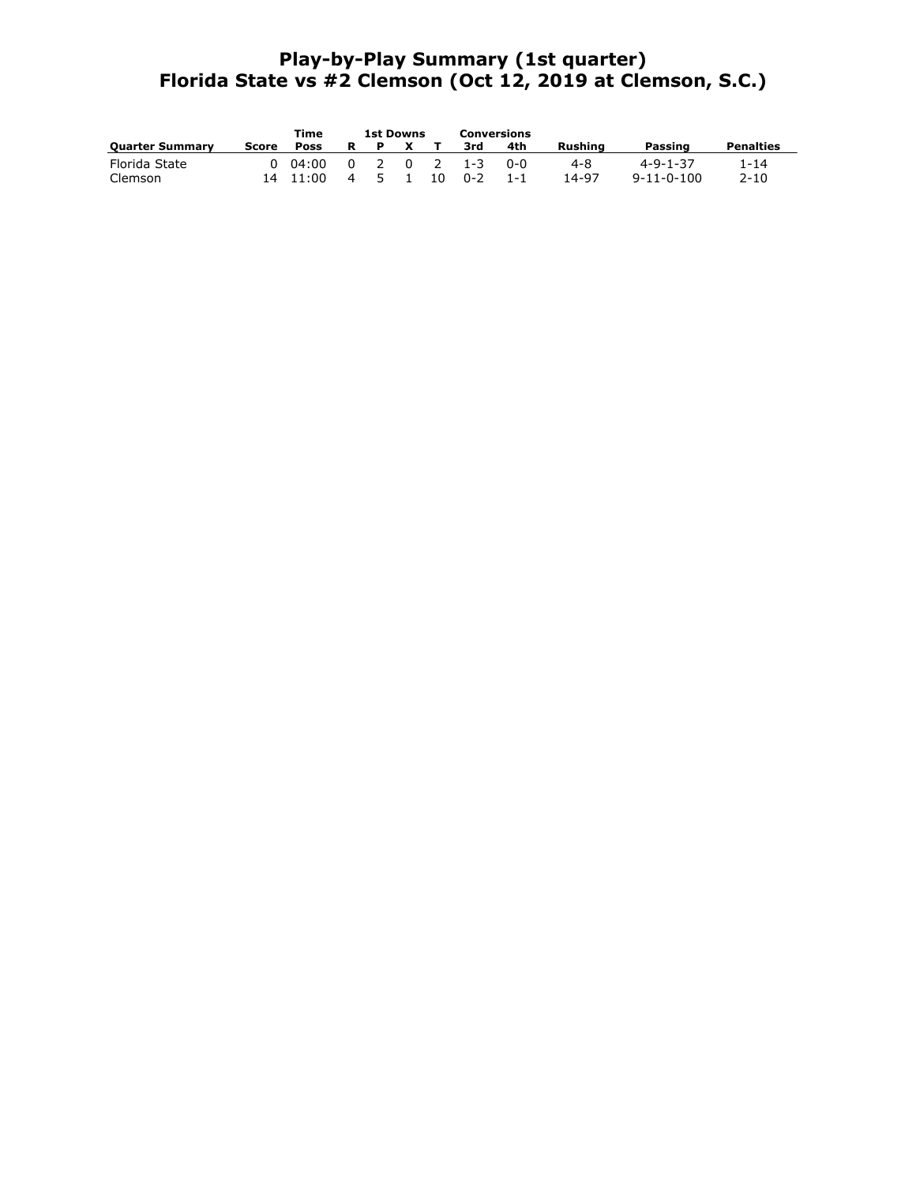# Play-by-Play Summary (1st quarter)
# Florida State vs #2 Clemson (Oct 12, 2019 at Clemson, S.C.)

| | | Time | 1st Downs | | | | Conversions | | | | |
|---|---|---|---|---|---|---|---|---|---|---|---|
| **Quarter Summary** | **Score** | **Poss** | **R** | **P** | **X** | **T** | **3rd** | **4th** | **Rushing** | **Passing** | **Penalties** |
| Florida State | 0 | 04:00 | 0 | 2 | 0 | 2 | 1-3 | 0-0 | 4-8 | 4-9-1-37 | 1-14 |
| Clemson | 14 | 11:00 | 4 | 5 | 1 | 10 | 0-2 | 1-1 | 14-97 | 9-11-0-100 | 2-10 |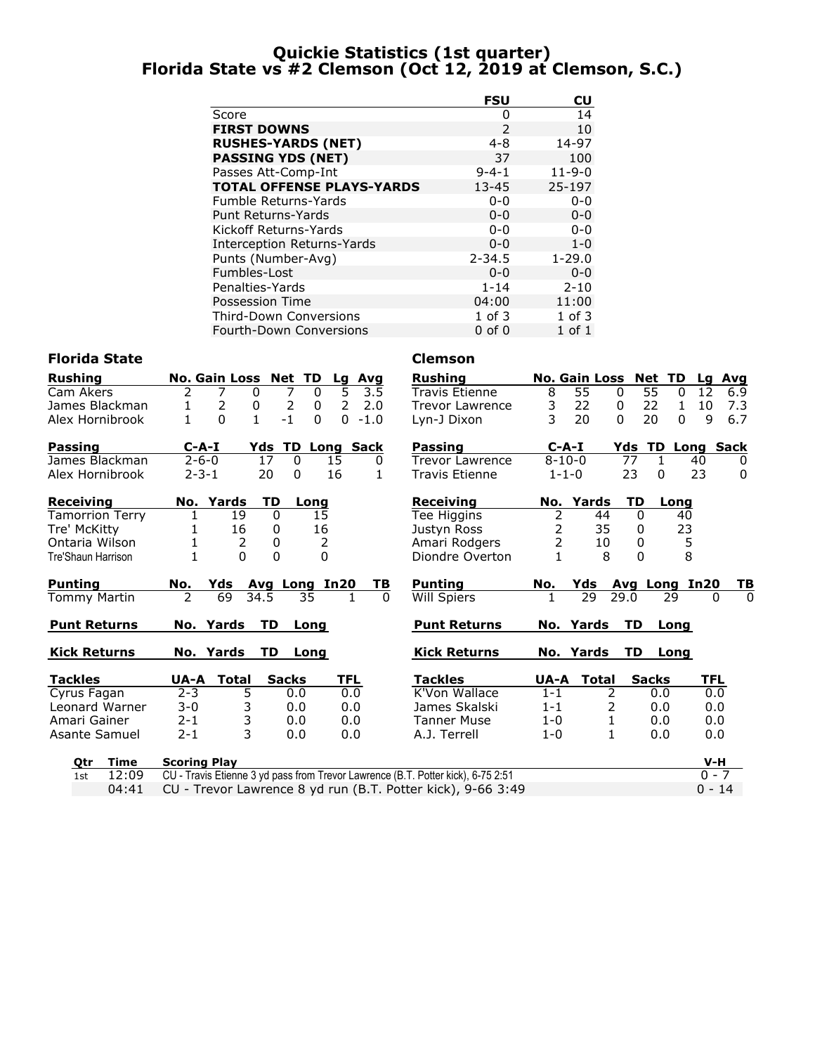# Quickie Statistics (1st quarter)
## Florida State vs #2 Clemson (Oct 12, 2019 at Clemson, S.C.)

| | FSU | CU |
|---|---|---|
| Score | 0 | 14 |
| **FIRST DOWNS** | 2 | 10 |
| **RUSHES-YARDS (NET)** | 4-8 | 14-97 |
| **PASSING YDS (NET)** | 37 | 100 |
| Passes Att-Comp-Int | 9-4-1 | 11-9-0 |
| **TOTAL OFFENSE PLAYS-YARDS** | 13-45 | 25-197 |
| Fumble Returns-Yards | 0-0 | 0-0 |
| Punt Returns-Yards | 0-0 | 0-0 |
| Kickoff Returns-Yards | 0-0 | 0-0 |
| Interception Returns-Yards | 0-0 | 1-0 |
| Punts (Number-Avg) | 2-34.5 | 1-29.0 |
| Fumbles-Lost | 0-0 | 0-0 |
| Penalties-Yards | 1-14 | 2-10 |
| Possession Time | 04:00 | 11:00 |
| Third-Down Conversions | 1 of 3 | 1 of 3 |
| Fourth-Down Conversions | 0 of 0 | 1 of 1 |

### Florida State

| Rushing | No. | Gain | Loss | Net | TD | Lg | Avg |
|---|---|---|---|---|---|---|---|
| Cam Akers | 2 | 7 | 0 | 7 | 0 | 5 | 3.5 |
| James Blackman | 1 | 2 | 0 | 2 | 0 | 2 | 2.0 |
| Alex Hornibrook | 1 | 0 | 1 | -1 | 0 | 0 | -1.0 |

| Passing | C-A-I | Yds | TD | Long | Sack |
|---|---|---|---|---|---|
| James Blackman | 2-6-0 | 17 | 0 | 15 | 0 |
| Alex Hornibrook | 2-3-1 | 20 | 0 | 16 | 1 |

| Receiving | No. | Yards | TD | Long |
|---|---|---|---|---|
| Tamorrion Terry | 1 | 19 | 0 | 15 |
| Tre' McKitty | 1 | 16 | 0 | 16 |
| Ontaria Wilson | 1 | 2 | 0 | 2 |
| Tre'Shaun Harrison | 1 | 0 | 0 | 0 |

| Punting | No. | Yds | Avg | Long | In20 | TB |
|---|---|---|---|---|---|---|
| Tommy Martin | 2 | 69 | 34.5 | 35 | 1 | 0 |

| Punt Returns | No. | Yards | TD | Long |
|---|---|---|---|---|

| Kick Returns | No. | Yards | TD | Long |
|---|---|---|---|---|

| Tackles | UA-A | Total | Sacks | TFL |
|---|---|---|---|---|
| Cyrus Fagan | 2-3 | 5 | 0.0 | 0.0 |
| Leonard Warner | 3-0 | 3 | 0.0 | 0.0 |
| Amari Gainer | 2-1 | 3 | 0.0 | 0.0 |
| Asante Samuel | 2-1 | 3 | 0.0 | 0.0 |

### Clemson

| Rushing | No. | Gain | Loss | Net | TD | Lg | Avg |
|---|---|---|---|---|---|---|---|
| Travis Etienne | 8 | 55 | 0 | 55 | 0 | 12 | 6.9 |
| Trevor Lawrence | 3 | 22 | 0 | 22 | 1 | 10 | 7.3 |
| Lyn-J Dixon | 3 | 20 | 0 | 20 | 0 | 9 | 6.7 |

| Passing | C-A-I | Yds | TD | Long | Sack |
|---|---|---|---|---|---|
| Trevor Lawrence | 8-10-0 | 77 | 1 | 40 | 0 |
| Travis Etienne | 1-1-0 | 23 | 0 | 23 | 0 |

| Receiving | No. | Yards | TD | Long |
|---|---|---|---|---|
| Tee Higgins | 2 | 44 | 0 | 40 |
| Justyn Ross | 2 | 35 | 0 | 23 |
| Amari Rodgers | 2 | 10 | 0 | 5 |
| Diondre Overton | 1 | 8 | 0 | 8 |

| Punting | No. | Yds | Avg | Long | In20 | TB |
|---|---|---|---|---|---|---|
| Will Spiers | 1 | 29 | 29.0 | 29 | 0 | 0 |

| Punt Returns | No. | Yards | TD | Long |
|---|---|---|---|---|

| Kick Returns | No. | Yards | TD | Long |
|---|---|---|---|---|

| Tackles | UA-A | Total | Sacks | TFL |
|---|---|---|---|---|
| K'Von Wallace | 1-1 | 2 | 0.0 | 0.0 |
| James Skalski | 1-1 | 2 | 0.0 | 0.0 |
| Tanner Muse | 1-0 | 1 | 0.0 | 0.0 |
| A.J. Terrell | 1-0 | 1 | 0.0 | 0.0 |

| Qtr | Time | Scoring Play | V-H |
|---|---|---|---|
| 1st | 12:09 | CU - Travis Etienne 3 yd pass from Trevor Lawrence (B.T. Potter kick), 6-75 2:51 | 0 - 7 |
| | 04:41 | CU - Trevor Lawrence 8 yd run (B.T. Potter kick), 9-66 3:49 | 0 - 14 |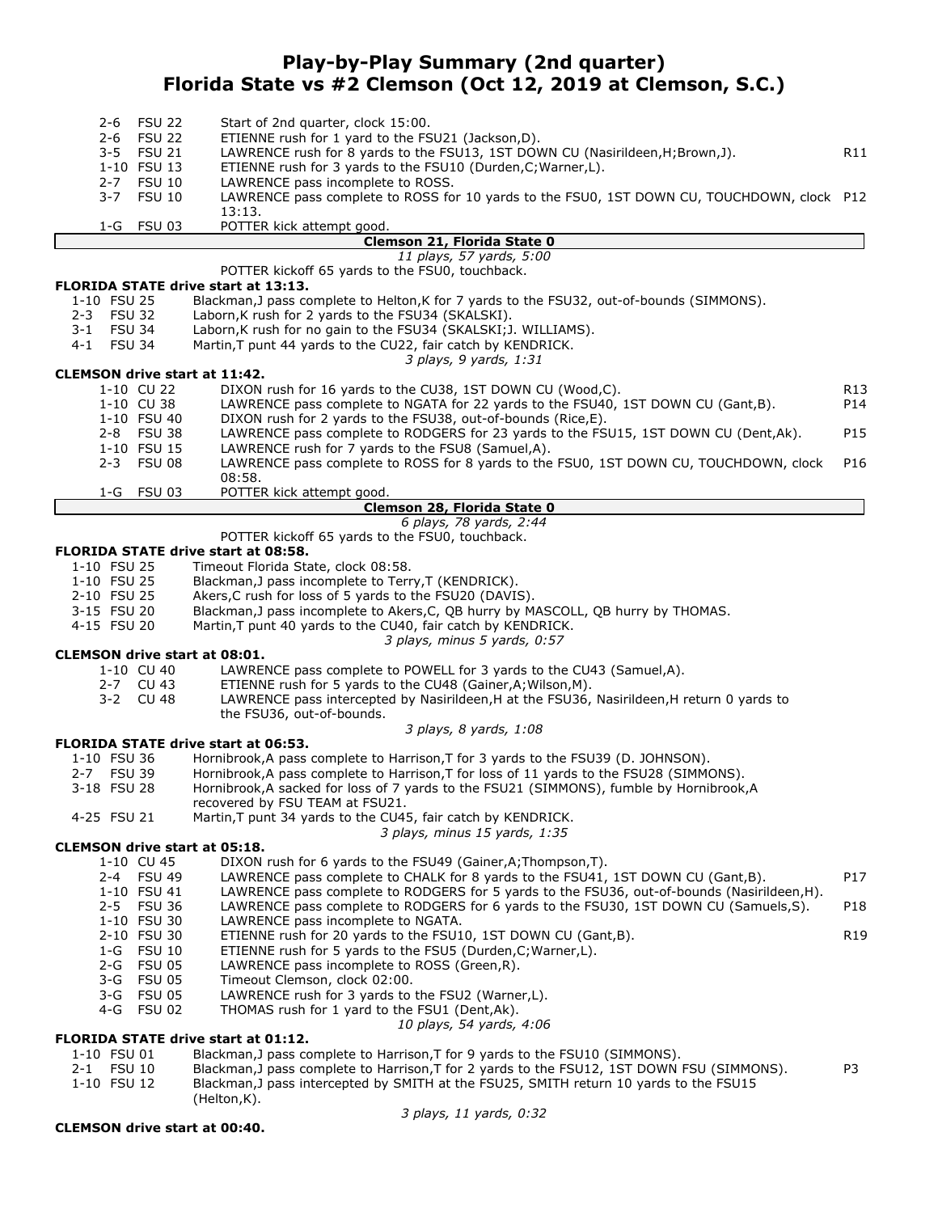# Play-by-Play Summary (2nd quarter)
## Florida State vs #2 Clemson (Oct 12, 2019 at Clemson, S.C.)

| Down | Spot | Play | |
|---|---|---|---|
| 2-6 | FSU 22 | Start of 2nd quarter, clock 15:00. | |
| 2-6 | FSU 22 | ETIENNE rush for 1 yard to the FSU21 (Jackson,D). | |
| 3-5 | FSU 21 | LAWRENCE rush for 8 yards to the FSU13, 1ST DOWN CU (Nasirildeen,H;Brown,J). | R11 |
| 1-10 | FSU 13 | ETIENNE rush for 3 yards to the FSU10 (Durden,C;Warner,L). | |
| 2-7 | FSU 10 | LAWRENCE pass incomplete to ROSS. | |
| 3-7 | FSU 10 | LAWRENCE pass complete to ROSS for 10 yards to the FSU0, 1ST DOWN CU, TOUCHDOWN, clock 13:13. | P12 |
| 1-G | FSU 03 | POTTER kick attempt good. | |

**Clemson 21, Florida State 0**

*11 plays, 57 yards, 5:00*

POTTER kickoff 65 yards to the FSU0, touchback.

**FLORIDA STATE drive start at 13:13.**

| Down | Spot | Play | |
|---|---|---|---|
| 1-10 | FSU 25 | Blackman,J pass complete to Helton,K for 7 yards to the FSU32, out-of-bounds (SIMMONS). | |
| 2-3 | FSU 32 | Laborn,K rush for 2 yards to the FSU34 (SKALSKI). | |
| 3-1 | FSU 34 | Laborn,K rush for no gain to the FSU34 (SKALSKI;J. WILLIAMS). | |
| 4-1 | FSU 34 | Martin,T punt 44 yards to the CU22, fair catch by KENDRICK. | |

*3 plays, 9 yards, 1:31*

**CLEMSON drive start at 11:42.**

| Down | Spot | Play | |
|---|---|---|---|
| 1-10 | CU 22 | DIXON rush for 16 yards to the CU38, 1ST DOWN CU (Wood,C). | R13 |
| 1-10 | CU 38 | LAWRENCE pass complete to NGATA for 22 yards to the FSU40, 1ST DOWN CU (Gant,B). | P14 |
| 1-10 | FSU 40 | DIXON rush for 2 yards to the FSU38, out-of-bounds (Rice,E). | |
| 2-8 | FSU 38 | LAWRENCE pass complete to RODGERS for 23 yards to the FSU15, 1ST DOWN CU (Dent,Ak). | P15 |
| 1-10 | FSU 15 | LAWRENCE rush for 7 yards to the FSU8 (Samuel,A). | |
| 2-3 | FSU 08 | LAWRENCE pass complete to ROSS for 8 yards to the FSU0, 1ST DOWN CU, TOUCHDOWN, clock 08:58. | P16 |
| 1-G | FSU 03 | POTTER kick attempt good. | |

**Clemson 28, Florida State 0**

*6 plays, 78 yards, 2:44*

POTTER kickoff 65 yards to the FSU0, touchback.

**FLORIDA STATE drive start at 08:58.**

| Down | Spot | Play | |
|---|---|---|---|
| 1-10 | FSU 25 | Timeout Florida State, clock 08:58. | |
| 1-10 | FSU 25 | Blackman,J pass incomplete to Terry,T (KENDRICK). | |
| 2-10 | FSU 25 | Akers,C rush for loss of 5 yards to the FSU20 (DAVIS). | |
| 3-15 | FSU 20 | Blackman,J pass incomplete to Akers,C, QB hurry by MASCOLL, QB hurry by THOMAS. | |
| 4-15 | FSU 20 | Martin,T punt 40 yards to the CU40, fair catch by KENDRICK. | |

*3 plays, minus 5 yards, 0:57*

**CLEMSON drive start at 08:01.**

| Down | Spot | Play | |
|---|---|---|---|
| 1-10 | CU 40 | LAWRENCE pass complete to POWELL for 3 yards to the CU43 (Samuel,A). | |
| 2-7 | CU 43 | ETIENNE rush for 5 yards to the CU48 (Gainer,A;Wilson,M). | |
| 3-2 | CU 48 | LAWRENCE pass intercepted by Nasirildeen,H at the FSU36, Nasirildeen,H return 0 yards to the FSU36, out-of-bounds. | |

*3 plays, 8 yards, 1:08*

**FLORIDA STATE drive start at 06:53.**

| Down | Spot | Play | |
|---|---|---|---|
| 1-10 | FSU 36 | Hornibrook,A pass complete to Harrison,T for 3 yards to the FSU39 (D. JOHNSON). | |
| 2-7 | FSU 39 | Hornibrook,A pass complete to Harrison,T for loss of 11 yards to the FSU28 (SIMMONS). | |
| 3-18 | FSU 28 | Hornibrook,A sacked for loss of 7 yards to the FSU21 (SIMMONS), fumble by Hornibrook,A recovered by FSU TEAM at FSU21. | |
| 4-25 | FSU 21 | Martin,T punt 34 yards to the CU45, fair catch by KENDRICK. | |

*3 plays, minus 15 yards, 1:35*

**CLEMSON drive start at 05:18.**

| Down | Spot | Play | |
|---|---|---|---|
| 1-10 | CU 45 | DIXON rush for 6 yards to the FSU49 (Gainer,A;Thompson,T). | |
| 2-4 | FSU 49 | LAWRENCE pass complete to CHALK for 8 yards to the FSU41, 1ST DOWN CU (Gant,B). | P17 |
| 1-10 | FSU 41 | LAWRENCE pass complete to RODGERS for 5 yards to the FSU36, out-of-bounds (Nasirildeen,H). | |
| 2-5 | FSU 36 | LAWRENCE pass complete to RODGERS for 6 yards to the FSU30, 1ST DOWN CU (Samuels,S). | P18 |
| 1-10 | FSU 30 | LAWRENCE pass incomplete to NGATA. | |
| 2-10 | FSU 30 | ETIENNE rush for 20 yards to the FSU10, 1ST DOWN CU (Gant,B). | R19 |
| 1-G | FSU 10 | ETIENNE rush for 5 yards to the FSU5 (Durden,C;Warner,L). | |
| 2-G | FSU 05 | LAWRENCE pass incomplete to ROSS (Green,R). | |
| 3-G | FSU 05 | Timeout Clemson, clock 02:00. | |
| 3-G | FSU 05 | LAWRENCE rush for 3 yards to the FSU2 (Warner,L). | |
| 4-G | FSU 02 | THOMAS rush for 1 yard to the FSU1 (Dent,Ak). | |

*10 plays, 54 yards, 4:06*

**FLORIDA STATE drive start at 01:12.**

| Down | Spot | Play | |
|---|---|---|---|
| 1-10 | FSU 01 | Blackman,J pass complete to Harrison,T for 9 yards to the FSU10 (SIMMONS). | |
| 2-1 | FSU 10 | Blackman,J pass complete to Harrison,T for 2 yards to the FSU12, 1ST DOWN FSU (SIMMONS). | P3 |
| 1-10 | FSU 12 | Blackman,J pass intercepted by SMITH at the FSU25, SMITH return 10 yards to the FSU15 (Helton,K). | |

*3 plays, 11 yards, 0:32*

**CLEMSON drive start at 00:40.**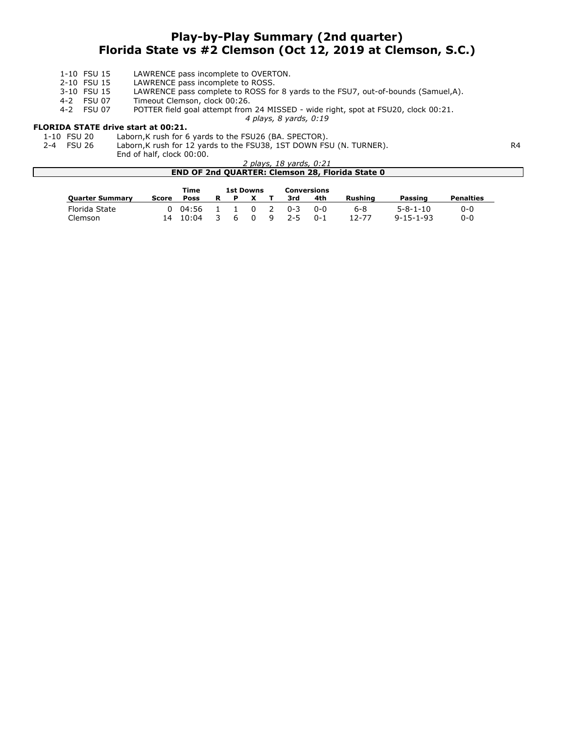# Play-by-Play Summary (2nd quarter)
## Florida State vs #2 Clemson (Oct 12, 2019 at Clemson, S.C.)

| | | |
|---|---|---|
| 1-10 FSU 15 | LAWRENCE pass incomplete to OVERTON. | |
| 2-10 FSU 15 | LAWRENCE pass incomplete to ROSS. | |
| 3-10 FSU 15 | LAWRENCE pass complete to ROSS for 8 yards to the FSU7, out-of-bounds (Samuel,A). | |
| 4-2 FSU 07 | Timeout Clemson, clock 00:26. | |
| 4-2 FSU 07 | POTTER field goal attempt from 24 MISSED - wide right, spot at FSU20, clock 00:21. | |

*4 plays, 8 yards, 0:19*

**FLORIDA STATE drive start at 00:21.**

| | | |
|---|---|---|
| 1-10 FSU 20 | Laborn,K rush for 6 yards to the FSU26 (BA. SPECTOR). | |
| 2-4 FSU 26 | Laborn,K rush for 12 yards to the FSU38, 1ST DOWN FSU (N. TURNER). | R4 |
| | End of half, clock 00:00. | |

*2 plays, 18 yards, 0:21*

**END OF 2nd QUARTER: Clemson 28, Florida State 0**

| Quarter Summary | Score | Time Poss | 1st Downs R | P | X | T | Conversions 3rd | 4th | Rushing | Passing | Penalties |
|---|---|---|---|---|---|---|---|---|---|---|---|
| Florida State | 0 | 04:56 | 1 | 1 | 0 | 2 | 0-3 | 0-0 | 6-8 | 5-8-1-10 | 0-0 |
| Clemson | 14 | 10:04 | 3 | 6 | 0 | 9 | 2-5 | 0-1 | 12-77 | 9-15-1-93 | 0-0 |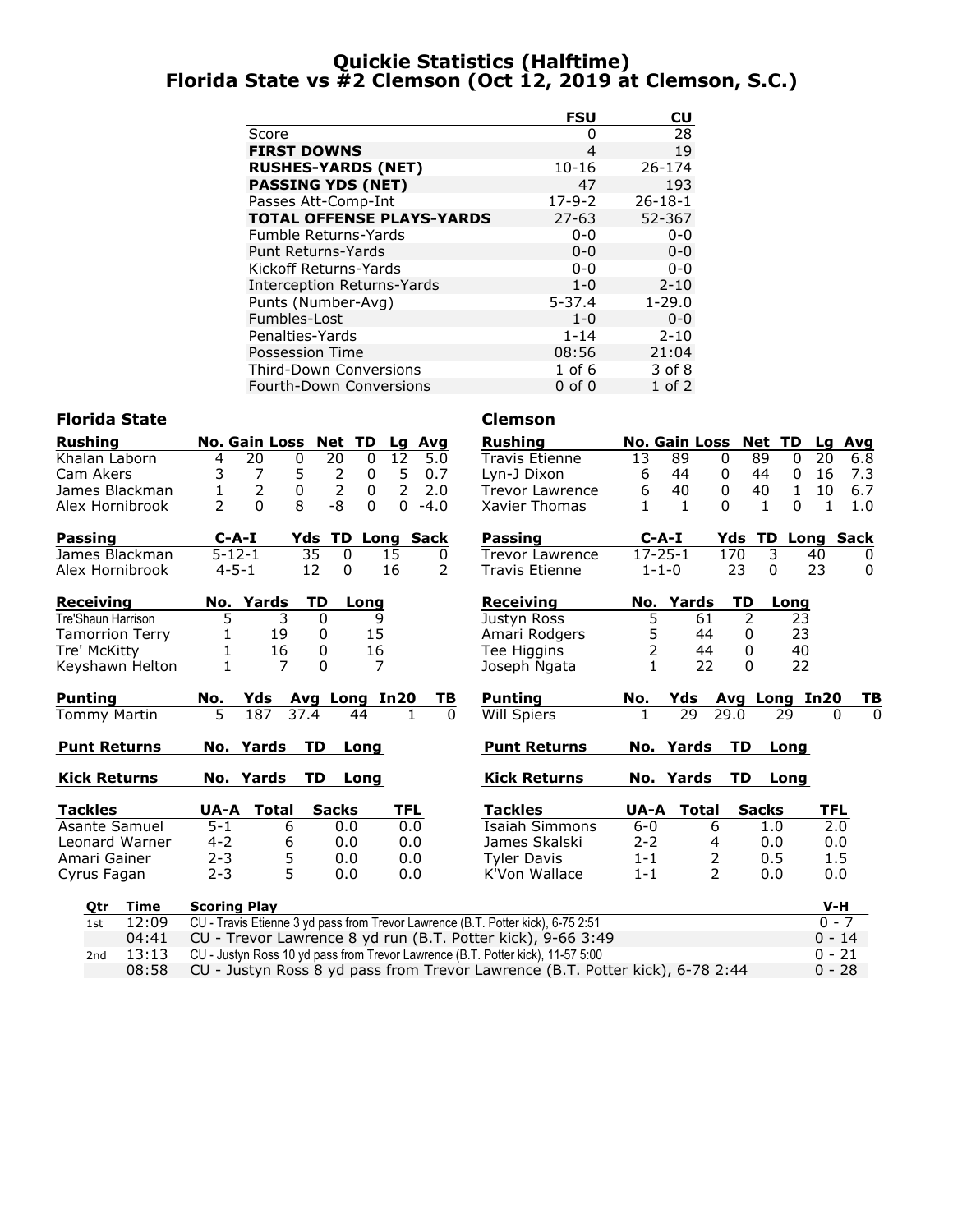# Quickie Statistics (Halftime)
## Florida State vs #2 Clemson (Oct 12, 2019 at Clemson, S.C.)

| | FSU | CU |
|---|---|---|
| Score | 0 | 28 |
| **FIRST DOWNS** | 4 | 19 |
| **RUSHES-YARDS (NET)** | 10-16 | 26-174 |
| **PASSING YDS (NET)** | 47 | 193 |
| Passes Att-Comp-Int | 17-9-2 | 26-18-1 |
| **TOTAL OFFENSE PLAYS-YARDS** | 27-63 | 52-367 |
| Fumble Returns-Yards | 0-0 | 0-0 |
| Punt Returns-Yards | 0-0 | 0-0 |
| Kickoff Returns-Yards | 0-0 | 0-0 |
| Interception Returns-Yards | 1-0 | 2-10 |
| Punts (Number-Avg) | 5-37.4 | 1-29.0 |
| Fumbles-Lost | 1-0 | 0-0 |
| Penalties-Yards | 1-14 | 2-10 |
| Possession Time | 08:56 | 21:04 |
| Third-Down Conversions | 1 of 6 | 3 of 8 |
| Fourth-Down Conversions | 0 of 0 | 1 of 2 |

### Florida State

| Rushing | No. | Gain | Loss | Net | TD | Lg | Avg |
|---|---|---|---|---|---|---|---|
| Khalan Laborn | 4 | 20 | 0 | 20 | 0 | 12 | 5.0 |
| Cam Akers | 3 | 7 | 5 | 2 | 0 | 5 | 0.7 |
| James Blackman | 1 | 2 | 0 | 2 | 0 | 2 | 2.0 |
| Alex Hornibrook | 2 | 0 | 8 | -8 | 0 | 0 | -4.0 |

| Passing | C-A-I | Yds | TD | Long | Sack |
|---|---|---|---|---|---|
| James Blackman | 5-12-1 | 35 | 0 | 15 | 0 |
| Alex Hornibrook | 4-5-1 | 12 | 0 | 16 | 2 |

| Receiving | No. | Yards | TD | Long |
|---|---|---|---|---|
| Tre'Shaun Harrison | 5 | 3 | 0 | 9 |
| Tamorrion Terry | 1 | 19 | 0 | 15 |
| Tre' McKitty | 1 | 16 | 0 | 16 |
| Keyshawn Helton | 1 | 7 | 0 | 7 |

| Punting | No. | Yds | Avg | Long | In20 | TB |
|---|---|---|---|---|---|---|
| Tommy Martin | 5 | 187 | 37.4 | 44 | 1 | 0 |

| Punt Returns | No. | Yards | TD | Long |
|---|---|---|---|---|

| Kick Returns | No. | Yards | TD | Long |
|---|---|---|---|---|

| Tackles | UA-A | Total | Sacks | TFL |
|---|---|---|---|---|
| Asante Samuel | 5-1 | 6 | 0.0 | 0.0 |
| Leonard Warner | 4-2 | 6 | 0.0 | 0.0 |
| Amari Gainer | 2-3 | 5 | 0.0 | 0.0 |
| Cyrus Fagan | 2-3 | 5 | 0.0 | 0.0 |

### Clemson

| Rushing | No. | Gain | Loss | Net | TD | Lg | Avg |
|---|---|---|---|---|---|---|---|
| Travis Etienne | 13 | 89 | 0 | 89 | 0 | 20 | 6.8 |
| Lyn-J Dixon | 6 | 44 | 0 | 44 | 0 | 16 | 7.3 |
| Trevor Lawrence | 6 | 40 | 0 | 40 | 1 | 10 | 6.7 |
| Xavier Thomas | 1 | 1 | 0 | 1 | 0 | 1 | 1.0 |

| Passing | C-A-I | Yds | TD | Long | Sack |
|---|---|---|---|---|---|
| Trevor Lawrence | 17-25-1 | 170 | 3 | 40 | 0 |
| Travis Etienne | 1-1-0 | 23 | 0 | 23 | 0 |

| Receiving | No. | Yards | TD | Long |
|---|---|---|---|---|
| Justyn Ross | 5 | 61 | 2 | 23 |
| Amari Rodgers | 5 | 44 | 0 | 23 |
| Tee Higgins | 2 | 44 | 0 | 40 |
| Joseph Ngata | 1 | 22 | 0 | 22 |

| Punting | No. | Yds | Avg | Long | In20 | TB |
|---|---|---|---|---|---|---|
| Will Spiers | 1 | 29 | 29.0 | 29 | 0 | 0 |

| Punt Returns | No. | Yards | TD | Long |
|---|---|---|---|---|

| Kick Returns | No. | Yards | TD | Long |
|---|---|---|---|---|

| Tackles | UA-A | Total | Sacks | TFL |
|---|---|---|---|---|
| Isaiah Simmons | 6-0 | 6 | 1.0 | 2.0 |
| James Skalski | 2-2 | 4 | 0.0 | 0.0 |
| Tyler Davis | 1-1 | 2 | 0.5 | 1.5 |
| K'Von Wallace | 1-1 | 2 | 0.0 | 0.0 |

| Qtr | Time | Scoring Play | V-H |
|---|---|---|---|
| 1st | 12:09 | CU - Travis Etienne 3 yd pass from Trevor Lawrence (B.T. Potter kick), 6-75 2:51 | 0 - 7 |
| | 04:41 | CU - Trevor Lawrence 8 yd run (B.T. Potter kick), 9-66 3:49 | 0 - 14 |
| 2nd | 13:13 | CU - Justyn Ross 10 yd pass from Trevor Lawrence (B.T. Potter kick), 11-57 5:00 | 0 - 21 |
| | 08:58 | CU - Justyn Ross 8 yd pass from Trevor Lawrence (B.T. Potter kick), 6-78 2:44 | 0 - 28 |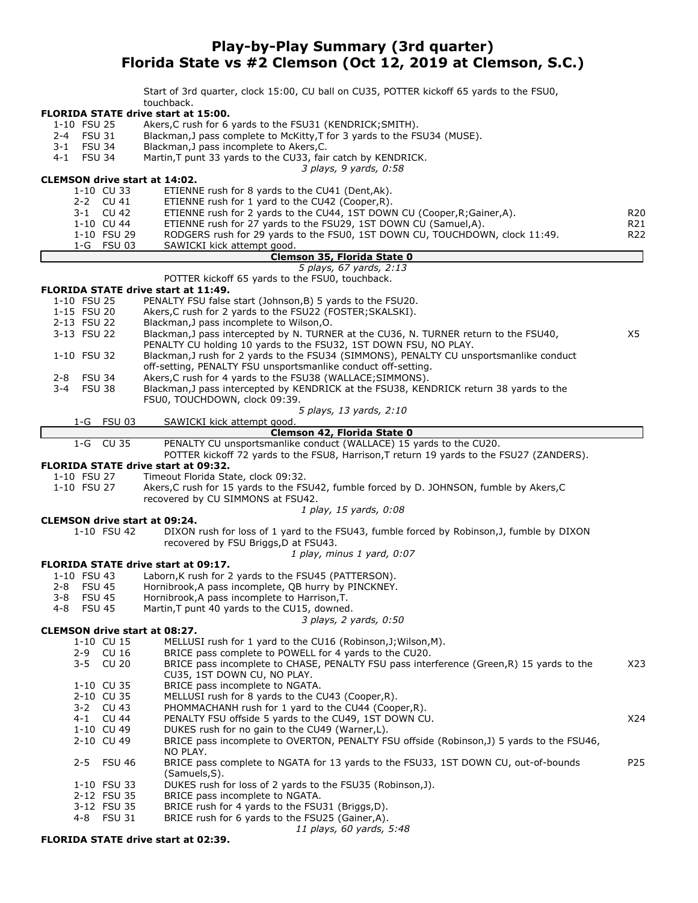# Play-by-Play Summary (3rd quarter)
## Florida State vs #2 Clemson (Oct 12, 2019 at Clemson, S.C.)

Start of 3rd quarter, clock 15:00, CU ball on CU35, POTTER kickoff 65 yards to the FSU0, touchback.

**FLORIDA STATE drive start at 15:00.**

| | |
|---|---|
| 1-10 FSU 25 | Akers,C rush for 6 yards to the FSU31 (KENDRICK;SMITH). |
| 2-4 FSU 31 | Blackman,J pass complete to McKitty,T for 3 yards to the FSU34 (MUSE). |
| 3-1 FSU 34 | Blackman,J pass incomplete to Akers,C. |
| 4-1 FSU 34 | Martin,T punt 33 yards to the CU33, fair catch by KENDRICK. |

*3 plays, 9 yards, 0:58*

**CLEMSON drive start at 14:02.**

| | | |
|---|---|---|
| 1-10 CU 33 | ETIENNE rush for 8 yards to the CU41 (Dent,Ak). | |
| 2-2 CU 41 | ETIENNE rush for 1 yard to the CU42 (Cooper,R). | |
| 3-1 CU 42 | ETIENNE rush for 2 yards to the CU44, 1ST DOWN CU (Cooper,R;Gainer,A). | R20 |
| 1-10 CU 44 | ETIENNE rush for 27 yards to the FSU29, 1ST DOWN CU (Samuel,A). | R21 |
| 1-10 FSU 29 | RODGERS rush for 29 yards to the FSU0, 1ST DOWN CU, TOUCHDOWN, clock 11:49. | R22 |
| 1-G FSU 03 | SAWICKI kick attempt good. | |

**Clemson 35, Florida State 0**

*5 plays, 67 yards, 2:13*

POTTER kickoff 65 yards to the FSU0, touchback.

**FLORIDA STATE drive start at 11:49.**

| | | |
|---|---|---|
| 1-10 FSU 25 | PENALTY FSU false start (Johnson,B) 5 yards to the FSU20. | |
| 1-15 FSU 20 | Akers,C rush for 2 yards to the FSU22 (FOSTER;SKALSKI). | |
| 2-13 FSU 22 | Blackman,J pass incomplete to Wilson,O. | |
| 3-13 FSU 22 | Blackman,J pass intercepted by N. TURNER at the CU36, N. TURNER return to the FSU40, PENALTY CU holding 10 yards to the FSU32, 1ST DOWN FSU, NO PLAY. | X5 |
| 1-10 FSU 32 | Blackman,J rush for 2 yards to the FSU34 (SIMMONS), PENALTY CU unsportsmanlike conduct off-setting, PENALTY FSU unsportsmanlike conduct off-setting. | |
| 2-8 FSU 34 | Akers,C rush for 4 yards to the FSU38 (WALLACE;SIMMONS). | |
| 3-4 FSU 38 | Blackman,J pass intercepted by KENDRICK at the FSU38, KENDRICK return 38 yards to the FSU0, TOUCHDOWN, clock 09:39. | |

*5 plays, 13 yards, 2:10*

| | |
|---|---|
| 1-G FSU 03 | SAWICKI kick attempt good. |

**Clemson 42, Florida State 0**

| | |
|---|---|
| 1-G CU 35 | PENALTY CU unsportsmanlike conduct (WALLACE) 15 yards to the CU20. POTTER kickoff 72 yards to the FSU8, Harrison,T return 19 yards to the FSU27 (ZANDERS). |

**FLORIDA STATE drive start at 09:32.**

| | |
|---|---|
| 1-10 FSU 27 | Timeout Florida State, clock 09:32. |
| 1-10 FSU 27 | Akers,C rush for 15 yards to the FSU42, fumble forced by D. JOHNSON, fumble by Akers,C recovered by CU SIMMONS at FSU42. |

*1 play, 15 yards, 0:08*

**CLEMSON drive start at 09:24.**

| | |
|---|---|
| 1-10 FSU 42 | DIXON rush for loss of 1 yard to the FSU43, fumble forced by Robinson,J, fumble by DIXON recovered by FSU Briggs,D at FSU43. |

*1 play, minus 1 yard, 0:07*

**FLORIDA STATE drive start at 09:17.**

| | |
|---|---|
| 1-10 FSU 43 | Laborn,K rush for 2 yards to the FSU45 (PATTERSON). |
| 2-8 FSU 45 | Hornibrook,A pass incomplete, QB hurry by PINCKNEY. |
| 3-8 FSU 45 | Hornibrook,A pass incomplete to Harrison,T. |
| 4-8 FSU 45 | Martin,T punt 40 yards to the CU15, downed. |

*3 plays, 2 yards, 0:50*

**CLEMSON drive start at 08:27.**

| | | |
|---|---|---|
| 1-10 CU 15 | MELLUSI rush for 1 yard to the CU16 (Robinson,J;Wilson,M). | |
| 2-9 CU 16 | BRICE pass complete to POWELL for 4 yards to the CU20. | |
| 3-5 CU 20 | BRICE pass incomplete to CHASE, PENALTY FSU pass interference (Green,R) 15 yards to the CU35, 1ST DOWN CU, NO PLAY. | X23 |
| 1-10 CU 35 | BRICE pass incomplete to NGATA. | |
| 2-10 CU 35 | MELLUSI rush for 8 yards to the CU43 (Cooper,R). | |
| 3-2 CU 43 | PHOMMACHANH rush for 1 yard to the CU44 (Cooper,R). | |
| 4-1 CU 44 | PENALTY FSU offside 5 yards to the CU49, 1ST DOWN CU. | X24 |
| 1-10 CU 49 | DUKES rush for no gain to the CU49 (Warner,L). | |
| 2-10 CU 49 | BRICE pass incomplete to OVERTON, PENALTY FSU offside (Robinson,J) 5 yards to the FSU46, NO PLAY. | |
| 2-5 FSU 46 | BRICE pass complete to NGATA for 13 yards to the FSU33, 1ST DOWN CU, out-of-bounds (Samuels,S). | P25 |
| 1-10 FSU 33 | DUKES rush for loss of 2 yards to the FSU35 (Robinson,J). | |
| 2-12 FSU 35 | BRICE pass incomplete to NGATA. | |
| 3-12 FSU 35 | BRICE rush for 4 yards to the FSU31 (Briggs,D). | |
| 4-8 FSU 31 | BRICE rush for 6 yards to the FSU25 (Gainer,A). | |

*11 plays, 60 yards, 5:48*

**FLORIDA STATE drive start at 02:39.**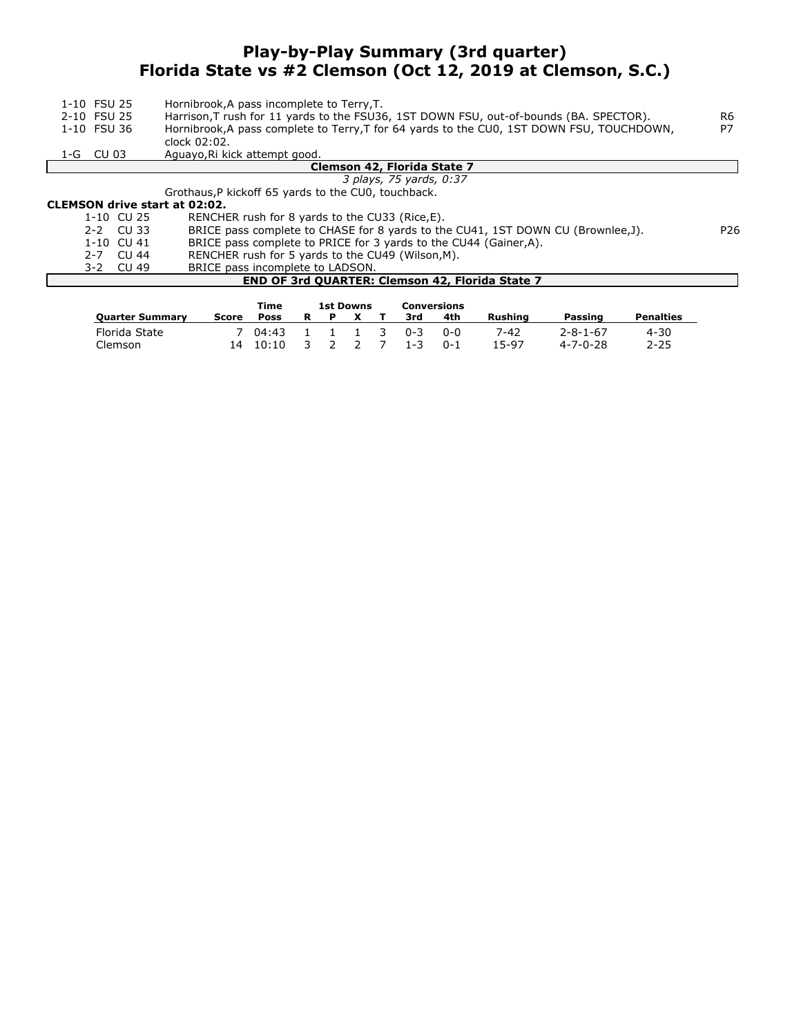# Play-by-Play Summary (3rd quarter)
# Florida State vs #2 Clemson (Oct 12, 2019 at Clemson, S.C.)

| Down | Spot | Play | |
|---|---|---|---|
| 1-10 | FSU 25 | Hornibrook,A pass incomplete to Terry,T. | |
| 2-10 | FSU 25 | Harrison,T rush for 11 yards to the FSU36, 1ST DOWN FSU, out-of-bounds (BA. SPECTOR). | R6 |
| 1-10 | FSU 36 | Hornibrook,A pass complete to Terry,T for 64 yards to the CU0, 1ST DOWN FSU, TOUCHDOWN, clock 02:02. | P7 |
| 1-G | CU 03 | Aguayo,Ri kick attempt good. | |

**Clemson 42, Florida State 7**

*3 plays, 75 yards, 0:37*

Grothaus,P kickoff 65 yards to the CU0, touchback.

**CLEMSON drive start at 02:02.**

| Down | Spot | Play | |
|---|---|---|---|
| 1-10 | CU 25 | RENCHER rush for 8 yards to the CU33 (Rice,E). | |
| 2-2 | CU 33 | BRICE pass complete to CHASE for 8 yards to the CU41, 1ST DOWN CU (Brownlee,J). | P26 |
| 1-10 | CU 41 | BRICE pass complete to PRICE for 3 yards to the CU44 (Gainer,A). | |
| 2-7 | CU 44 | RENCHER rush for 5 yards to the CU49 (Wilson,M). | |
| 3-2 | CU 49 | BRICE pass incomplete to LADSON. | |

**END OF 3rd QUARTER: Clemson 42, Florida State 7**

| Quarter Summary | Score | Time Poss | 1st Downs R | P | X | T | Conversions 3rd | 4th | Rushing | Passing | Penalties |
|---|---|---|---|---|---|---|---|---|---|---|---|
| Florida State | 7 | 04:43 | 1 | 1 | 1 | 3 | 0-3 | 0-0 | 7-42 | 2-8-1-67 | 4-30 |
| Clemson | 14 | 10:10 | 3 | 2 | 2 | 7 | 1-3 | 0-1 | 15-97 | 4-7-0-28 | 2-25 |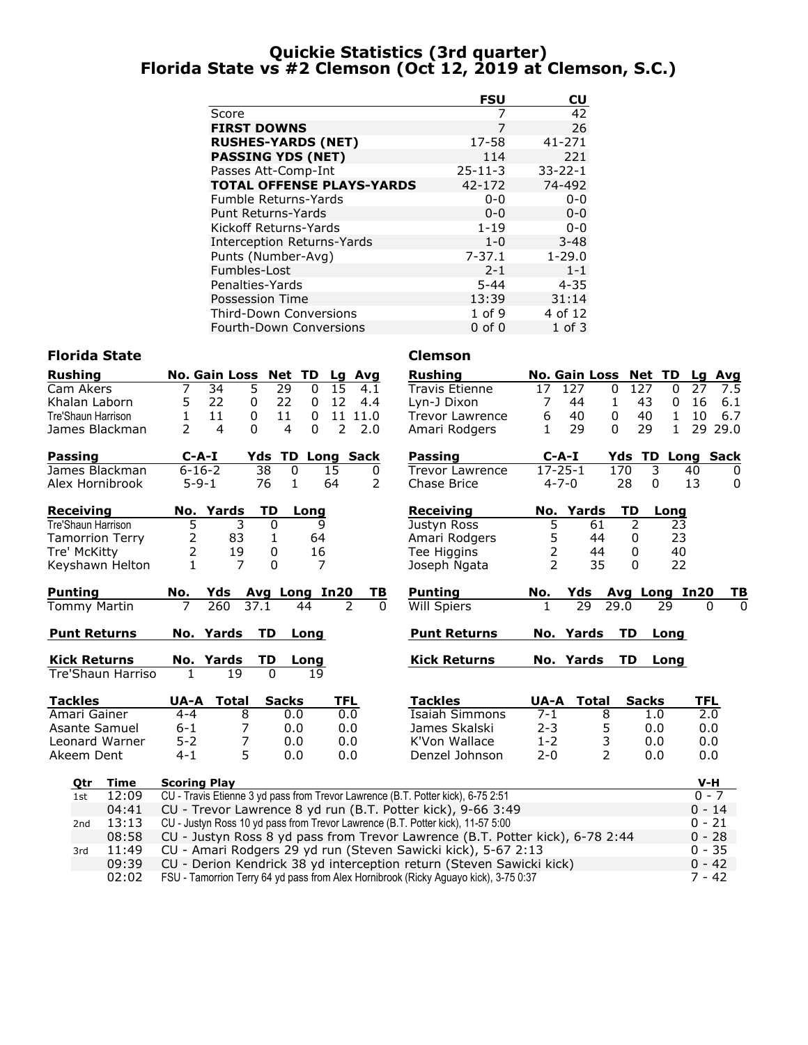# Quickie Statistics (3rd quarter)
## Florida State vs #2 Clemson (Oct 12, 2019 at Clemson, S.C.)

| | FSU | CU |
|---|---|---|
| Score | 7 | 42 |
| **FIRST DOWNS** | 7 | 26 |
| **RUSHES-YARDS (NET)** | 17-58 | 41-271 |
| **PASSING YDS (NET)** | 114 | 221 |
| Passes Att-Comp-Int | 25-11-3 | 33-22-1 |
| **TOTAL OFFENSE PLAYS-YARDS** | 42-172 | 74-492 |
| Fumble Returns-Yards | 0-0 | 0-0 |
| Punt Returns-Yards | 0-0 | 0-0 |
| Kickoff Returns-Yards | 1-19 | 0-0 |
| Interception Returns-Yards | 1-0 | 3-48 |
| Punts (Number-Avg) | 7-37.1 | 1-29.0 |
| Fumbles-Lost | 2-1 | 1-1 |
| Penalties-Yards | 5-44 | 4-35 |
| Possession Time | 13:39 | 31:14 |
| Third-Down Conversions | 1 of 9 | 4 of 12 |
| Fourth-Down Conversions | 0 of 0 | 1 of 3 |

### Florida State

| Rushing | No. | Gain | Loss | Net | TD | Lg | Avg |
|---|---|---|---|---|---|---|---|
| Cam Akers | 7 | 34 | 5 | 29 | 0 | 15 | 4.1 |
| Khalan Laborn | 5 | 22 | 0 | 22 | 0 | 12 | 4.4 |
| Tre'Shaun Harrison | 1 | 11 | 0 | 11 | 0 | 11 | 11.0 |
| James Blackman | 2 | 4 | 0 | 4 | 0 | 2 | 2.0 |

| Passing | C-A-I | Yds | TD | Long | Sack |
|---|---|---|---|---|---|
| James Blackman | 6-16-2 | 38 | 0 | 15 | 0 |
| Alex Hornibrook | 5-9-1 | 76 | 1 | 64 | 2 |

| Receiving | No. | Yards | TD | Long |
|---|---|---|---|---|
| Tre'Shaun Harrison | 5 | 3 | 0 | 9 |
| Tamorrion Terry | 2 | 83 | 1 | 64 |
| Tre' McKitty | 2 | 19 | 0 | 16 |
| Keyshawn Helton | 1 | 7 | 0 | 7 |

| Punting | No. | Yds | Avg | Long | In20 | TB |
|---|---|---|---|---|---|---|
| Tommy Martin | 7 | 260 | 37.1 | 44 | 2 | 0 |

| Punt Returns | No. | Yards | TD | Long |
|---|---|---|---|---|

| Kick Returns | No. | Yards | TD | Long |
|---|---|---|---|---|
| Tre'Shaun Harriso | 1 | 19 | 0 | 19 |

| Tackles | UA-A | Total | Sacks | TFL |
|---|---|---|---|---|
| Amari Gainer | 4-4 | 8 | 0.0 | 0.0 |
| Asante Samuel | 6-1 | 7 | 0.0 | 0.0 |
| Leonard Warner | 5-2 | 7 | 0.0 | 0.0 |
| Akeem Dent | 4-1 | 5 | 0.0 | 0.0 |

### Clemson

| Rushing | No. | Gain | Loss | Net | TD | Lg | Avg |
|---|---|---|---|---|---|---|---|
| Travis Etienne | 17 | 127 | 0 | 127 | 0 | 27 | 7.5 |
| Lyn-J Dixon | 7 | 44 | 1 | 43 | 0 | 16 | 6.1 |
| Trevor Lawrence | 6 | 40 | 0 | 40 | 1 | 10 | 6.7 |
| Amari Rodgers | 1 | 29 | 0 | 29 | 1 | 29 | 29.0 |

| Passing | C-A-I | Yds | TD | Long | Sack |
|---|---|---|---|---|---|
| Trevor Lawrence | 17-25-1 | 170 | 3 | 40 | 0 |
| Chase Brice | 4-7-0 | 28 | 0 | 13 | 0 |

| Receiving | No. | Yards | TD | Long |
|---|---|---|---|---|
| Justyn Ross | 5 | 61 | 2 | 23 |
| Amari Rodgers | 5 | 44 | 0 | 23 |
| Tee Higgins | 2 | 44 | 0 | 40 |
| Joseph Ngata | 2 | 35 | 0 | 22 |

| Punting | No. | Yds | Avg | Long | In20 | TB |
|---|---|---|---|---|---|---|
| Will Spiers | 1 | 29 | 29.0 | 29 | 0 | 0 |

| Punt Returns | No. | Yards | TD | Long |
|---|---|---|---|---|

| Kick Returns | No. | Yards | TD | Long |
|---|---|---|---|---|

| Tackles | UA-A | Total | Sacks | TFL |
|---|---|---|---|---|
| Isaiah Simmons | 7-1 | 8 | 1.0 | 2.0 |
| James Skalski | 2-3 | 5 | 0.0 | 0.0 |
| K'Von Wallace | 1-2 | 3 | 0.0 | 0.0 |
| Denzel Johnson | 2-0 | 2 | 0.0 | 0.0 |

| Qtr | Time | Scoring Play | V-H |
|---|---|---|---|
| 1st | 12:09 | CU - Travis Etienne 3 yd pass from Trevor Lawrence (B.T. Potter kick), 6-75 2:51 | 0 - 7 |
| | 04:41 | CU - Trevor Lawrence 8 yd run (B.T. Potter kick), 9-66 3:49 | 0 - 14 |
| 2nd | 13:13 | CU - Justyn Ross 10 yd pass from Trevor Lawrence (B.T. Potter kick), 11-57 5:00 | 0 - 21 |
| | 08:58 | CU - Justyn Ross 8 yd pass from Trevor Lawrence (B.T. Potter kick), 6-78 2:44 | 0 - 28 |
| 3rd | 11:49 | CU - Amari Rodgers 29 yd run (Steven Sawicki kick), 5-67 2:13 | 0 - 35 |
| | 09:39 | CU - Derion Kendrick 38 yd interception return (Steven Sawicki kick) | 0 - 42 |
| | 02:02 | FSU - Tamorrion Terry 64 yd pass from Alex Hornibrook (Ricky Aguayo kick), 3-75 0:37 | 7 - 42 |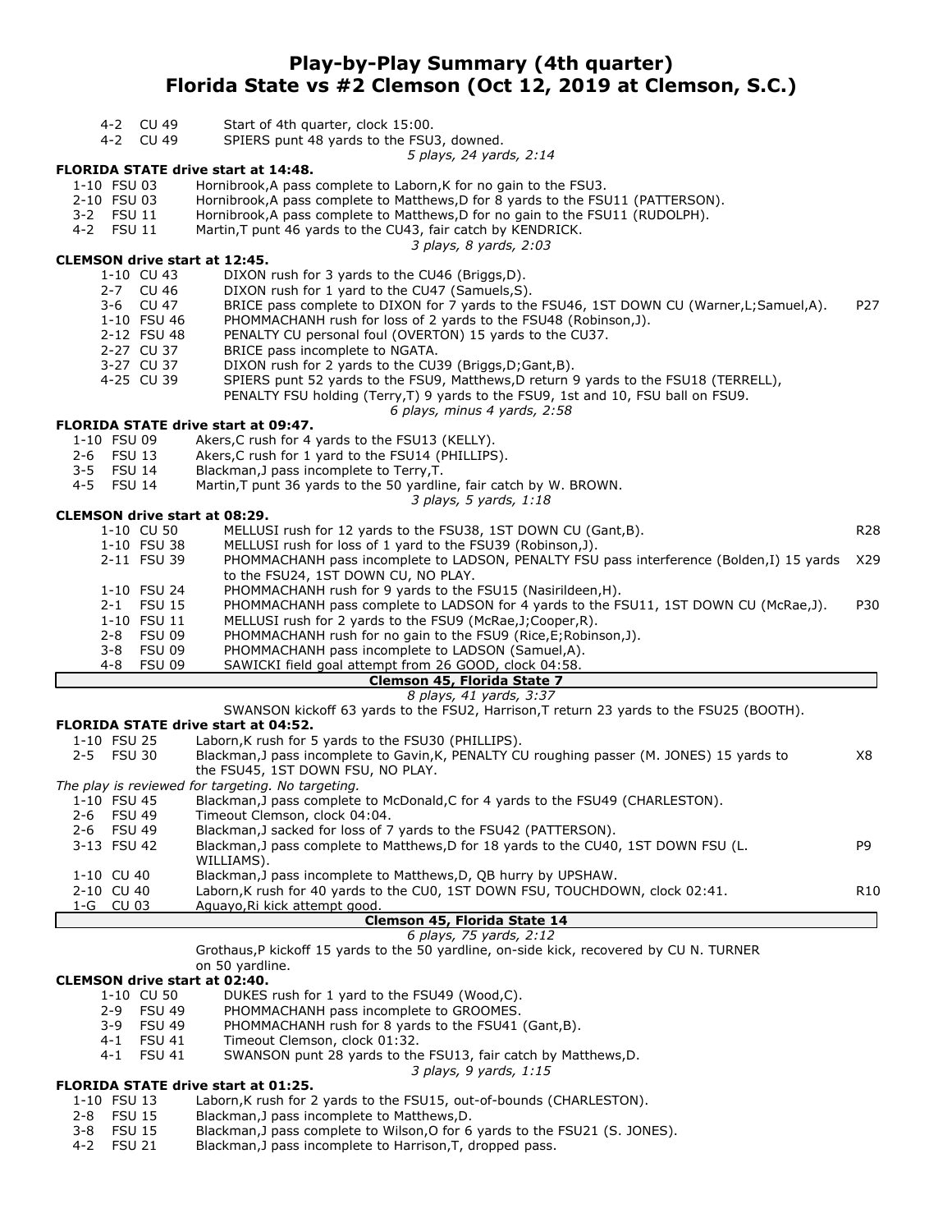# Play-by-Play Summary (4th quarter)
## Florida State vs #2 Clemson (Oct 12, 2019 at Clemson, S.C.)

| Down | Spot | Play | |
|---|---|---|---|
| 4-2 | CU 49 | Start of 4th quarter, clock 15:00. | |
| 4-2 | CU 49 | SPIERS punt 48 yards to the FSU3, downed. | |

*5 plays, 24 yards, 2:14*

**FLORIDA STATE drive start at 14:48.**

| Down | Spot | Play | |
|---|---|---|---|
| 1-10 | FSU 03 | Hornibrook,A pass complete to Laborn,K for no gain to the FSU3. | |
| 2-10 | FSU 03 | Hornibrook,A pass complete to Matthews,D for 8 yards to the FSU11 (PATTERSON). | |
| 3-2 | FSU 11 | Hornibrook,A pass complete to Matthews,D for no gain to the FSU11 (RUDOLPH). | |
| 4-2 | FSU 11 | Martin,T punt 46 yards to the CU43, fair catch by KENDRICK. | |

*3 plays, 8 yards, 2:03*

**CLEMSON drive start at 12:45.**

| Down | Spot | Play | |
|---|---|---|---|
| 1-10 | CU 43 | DIXON rush for 3 yards to the CU46 (Briggs,D). | |
| 2-7 | CU 46 | DIXON rush for 1 yard to the CU47 (Samuels,S). | |
| 3-6 | CU 47 | BRICE pass complete to DIXON for 7 yards to the FSU46, 1ST DOWN CU (Warner,L;Samuel,A). | P27 |
| 1-10 | FSU 46 | PHOMMACHANH rush for loss of 2 yards to the FSU48 (Robinson,J). | |
| 2-12 | FSU 48 | PENALTY CU personal foul (OVERTON) 15 yards to the CU37. | |
| 2-27 | CU 37 | BRICE pass incomplete to NGATA. | |
| 3-27 | CU 37 | DIXON rush for 2 yards to the CU39 (Briggs,D;Gant,B). | |
| 4-25 | CU 39 | SPIERS punt 52 yards to the FSU9, Matthews,D return 9 yards to the FSU18 (TERRELL), PENALTY FSU holding (Terry,T) 9 yards to the FSU9, 1st and 10, FSU ball on FSU9. | |

*6 plays, minus 4 yards, 2:58*

**FLORIDA STATE drive start at 09:47.**

| Down | Spot | Play | |
|---|---|---|---|
| 1-10 | FSU 09 | Akers,C rush for 4 yards to the FSU13 (KELLY). | |
| 2-6 | FSU 13 | Akers,C rush for 1 yard to the FSU14 (PHILLIPS). | |
| 3-5 | FSU 14 | Blackman,J pass incomplete to Terry,T. | |
| 4-5 | FSU 14 | Martin,T punt 36 yards to the 50 yardline, fair catch by W. BROWN. | |

*3 plays, 5 yards, 1:18*

**CLEMSON drive start at 08:29.**

| Down | Spot | Play | |
|---|---|---|---|
| 1-10 | CU 50 | MELLUSI rush for 12 yards to the FSU38, 1ST DOWN CU (Gant,B). | R28 |
| 1-10 | FSU 38 | MELLUSI rush for loss of 1 yard to the FSU39 (Robinson,J). | |
| 2-11 | FSU 39 | PHOMMACHANH pass incomplete to LADSON, PENALTY FSU pass interference (Bolden,I) 15 yards to the FSU24, 1ST DOWN CU, NO PLAY. | X29 |
| 1-10 | FSU 24 | PHOMMACHANH rush for 9 yards to the FSU15 (Nasirildeen,H). | |
| 2-1 | FSU 15 | PHOMMACHANH pass complete to LADSON for 4 yards to the FSU11, 1ST DOWN CU (McRae,J). | P30 |
| 1-10 | FSU 11 | MELLUSI rush for 2 yards to the FSU9 (McRae,J;Cooper,R). | |
| 2-8 | FSU 09 | PHOMMACHANH rush for no gain to the FSU9 (Rice,E;Robinson,J). | |
| 3-8 | FSU 09 | PHOMMACHANH pass incomplete to LADSON (Samuel,A). | |
| 4-8 | FSU 09 | SAWICKI field goal attempt from 26 GOOD, clock 04:58. | |

**Clemson 45, Florida State 7**

*8 plays, 41 yards, 3:37*

SWANSON kickoff 63 yards to the FSU2, Harrison,T return 23 yards to the FSU25 (BOOTH).

**FLORIDA STATE drive start at 04:52.**

| Down | Spot | Play | |
|---|---|---|---|
| 1-10 | FSU 25 | Laborn,K rush for 5 yards to the FSU30 (PHILLIPS). | |
| 2-5 | FSU 30 | Blackman,J pass incomplete to Gavin,K, PENALTY CU roughing passer (M. JONES) 15 yards to the FSU45, 1ST DOWN FSU, NO PLAY. | X8 |

*The play is reviewed for targeting. No targeting.*

| Down | Spot | Play | |
|---|---|---|---|
| 1-10 | FSU 45 | Blackman,J pass complete to McDonald,C for 4 yards to the FSU49 (CHARLESTON). | |
| 2-6 | FSU 49 | Timeout Clemson, clock 04:04. | |
| 2-6 | FSU 49 | Blackman,J sacked for loss of 7 yards to the FSU42 (PATTERSON). | |
| 3-13 | FSU 42 | Blackman,J pass complete to Matthews,D for 18 yards to the CU40, 1ST DOWN FSU (L. WILLIAMS). | P9 |
| 1-10 | CU 40 | Blackman,J pass incomplete to Matthews,D, QB hurry by UPSHAW. | |
| 2-10 | CU 40 | Laborn,K rush for 40 yards to the CU0, 1ST DOWN FSU, TOUCHDOWN, clock 02:41. | R10 |
| 1-G | CU 03 | Aguayo,Ri kick attempt good. | |

**Clemson 45, Florida State 14**

*6 plays, 75 yards, 2:12*

Grothaus,P kickoff 15 yards to the 50 yardline, on-side kick, recovered by CU N. TURNER on 50 yardline.

**CLEMSON drive start at 02:40.**

| Down | Spot | Play | |
|---|---|---|---|
| 1-10 | CU 50 | DUKES rush for 1 yard to the FSU49 (Wood,C). | |
| 2-9 | FSU 49 | PHOMMACHANH pass incomplete to GROOMES. | |
| 3-9 | FSU 49 | PHOMMACHANH rush for 8 yards to the FSU41 (Gant,B). | |
| 4-1 | FSU 41 | Timeout Clemson, clock 01:32. | |
| 4-1 | FSU 41 | SWANSON punt 28 yards to the FSU13, fair catch by Matthews,D. | |

*3 plays, 9 yards, 1:15*

**FLORIDA STATE drive start at 01:25.**

| Down | Spot | Play | |
|---|---|---|---|
| 1-10 | FSU 13 | Laborn,K rush for 2 yards to the FSU15, out-of-bounds (CHARLESTON). | |
| 2-8 | FSU 15 | Blackman,J pass incomplete to Matthews,D. | |
| 3-8 | FSU 15 | Blackman,J pass complete to Wilson,O for 6 yards to the FSU21 (S. JONES). | |
| 4-2 | FSU 21 | Blackman,J pass incomplete to Harrison,T, dropped pass. | |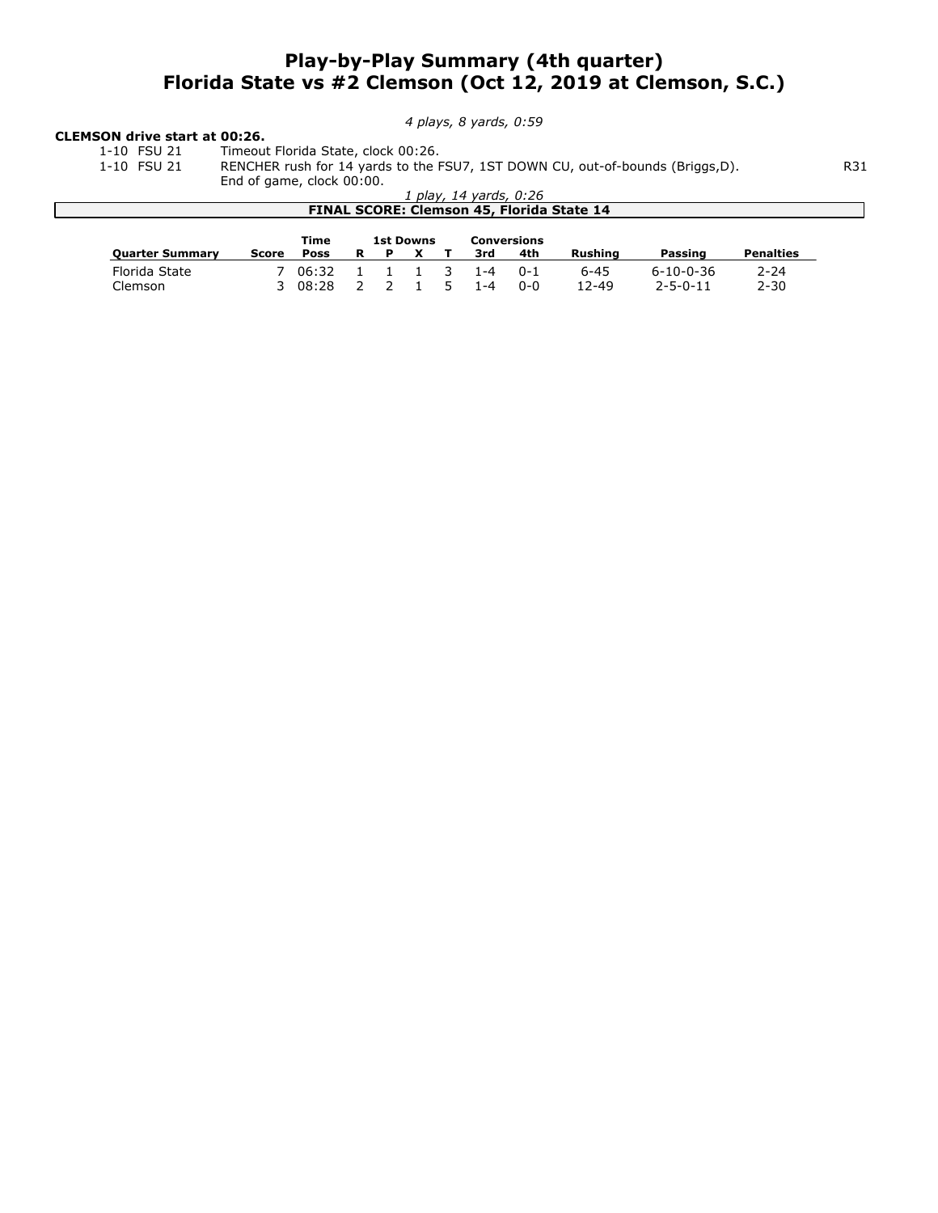# Play-by-Play Summary (4th quarter)
# Florida State vs #2 Clemson (Oct 12, 2019 at Clemson, S.C.)

*4 plays, 8 yards, 0:59*

**CLEMSON drive start at 00:26.**

| | | |
|---|---|---|
| 1-10 FSU 21 | Timeout Florida State, clock 00:26. | |
| 1-10 FSU 21 | RENCHER rush for 14 yards to the FSU7, 1ST DOWN CU, out-of-bounds (Briggs,D). End of game, clock 00:00. | R31 |

*1 play, 14 yards, 0:26*

**FINAL SCORE: Clemson 45, Florida State 14**

| Quarter Summary | Score | Time Poss | 1st Downs R | P | X | T | Conversions 3rd | 4th | Rushing | Passing | Penalties |
|---|---|---|---|---|---|---|---|---|---|---|---|
| Florida State | 7 | 06:32 | 1 | 1 | 1 | 3 | 1-4 | 0-1 | 6-45 | 6-10-0-36 | 2-24 |
| Clemson | 3 | 08:28 | 2 | 2 | 1 | 5 | 1-4 | 0-0 | 12-49 | 2-5-0-11 | 2-30 |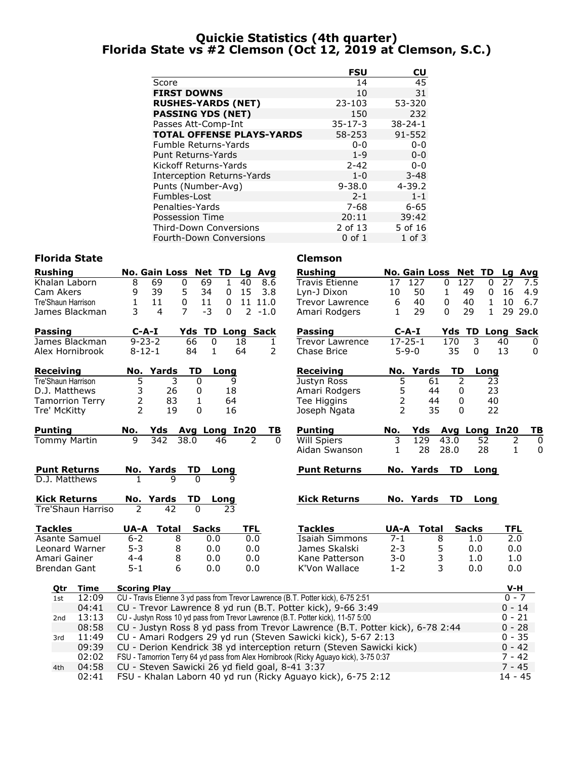# Quickie Statistics (4th quarter)
## Florida State vs #2 Clemson (Oct 12, 2019 at Clemson, S.C.)

| | FSU | CU |
|---|---|---|
| Score | 14 | 45 |
| **FIRST DOWNS** | 10 | 31 |
| **RUSHES-YARDS (NET)** | 23-103 | 53-320 |
| **PASSING YDS (NET)** | 150 | 232 |
| Passes Att-Comp-Int | 35-17-3 | 38-24-1 |
| **TOTAL OFFENSE PLAYS-YARDS** | 58-253 | 91-552 |
| Fumble Returns-Yards | 0-0 | 0-0 |
| Punt Returns-Yards | 1-9 | 0-0 |
| Kickoff Returns-Yards | 2-42 | 0-0 |
| Interception Returns-Yards | 1-0 | 3-48 |
| Punts (Number-Avg) | 9-38.0 | 4-39.2 |
| Fumbles-Lost | 2-1 | 1-1 |
| Penalties-Yards | 7-68 | 6-65 |
| Possession Time | 20:11 | 39:42 |
| Third-Down Conversions | 2 of 13 | 5 of 16 |
| Fourth-Down Conversions | 0 of 1 | 1 of 3 |

### Florida State

| Rushing | No. | Gain | Loss | Net | TD | Lg | Avg |
|---|---|---|---|---|---|---|---|
| Khalan Laborn | 8 | 69 | 0 | 69 | 1 | 40 | 8.6 |
| Cam Akers | 9 | 39 | 5 | 34 | 0 | 15 | 3.8 |
| Tre'Shaun Harrison | 1 | 11 | 0 | 11 | 0 | 11 | 11.0 |
| James Blackman | 3 | 4 | 7 | -3 | 0 | 2 | -1.0 |

| Passing | C-A-I | Yds | TD | Long | Sack |
|---|---|---|---|---|---|
| James Blackman | 9-23-2 | 66 | 0 | 18 | 1 |
| Alex Hornibrook | 8-12-1 | 84 | 1 | 64 | 2 |

| Receiving | No. | Yards | TD | Long |
|---|---|---|---|---|
| Tre'Shaun Harrison | 5 | 3 | 0 | 9 |
| D.J. Matthews | 3 | 26 | 0 | 18 |
| Tamorrion Terry | 2 | 83 | 1 | 64 |
| Tre' McKitty | 2 | 19 | 0 | 16 |

| Punting | No. | Yds | Avg | Long | In20 | TB |
|---|---|---|---|---|---|---|
| Tommy Martin | 9 | 342 | 38.0 | 46 | 2 | 0 |

| Punt Returns | No. | Yards | TD | Long |
|---|---|---|---|---|
| D.J. Matthews | 1 | 9 | 0 | 9 |

| Kick Returns | No. | Yards | TD | Long |
|---|---|---|---|---|
| Tre'Shaun Harriso | 2 | 42 | 0 | 23 |

| Tackles | UA-A | Total | Sacks | TFL |
|---|---|---|---|---|
| Asante Samuel | 6-2 | 8 | 0.0 | 0.0 |
| Leonard Warner | 5-3 | 8 | 0.0 | 0.0 |
| Amari Gainer | 4-4 | 8 | 0.0 | 0.0 |
| Brendan Gant | 5-1 | 6 | 0.0 | 0.0 |

### Clemson

| Rushing | No. | Gain | Loss | Net | TD | Lg | Avg |
|---|---|---|---|---|---|---|---|
| Travis Etienne | 17 | 127 | 0 | 127 | 0 | 27 | 7.5 |
| Lyn-J Dixon | 10 | 50 | 1 | 49 | 0 | 16 | 4.9 |
| Trevor Lawrence | 6 | 40 | 0 | 40 | 1 | 10 | 6.7 |
| Amari Rodgers | 1 | 29 | 0 | 29 | 1 | 29 | 29.0 |

| Passing | C-A-I | Yds | TD | Long | Sack |
|---|---|---|---|---|---|
| Trevor Lawrence | 17-25-1 | 170 | 3 | 40 | 0 |
| Chase Brice | 5-9-0 | 35 | 0 | 13 | 0 |

| Receiving | No. | Yards | TD | Long |
|---|---|---|---|---|
| Justyn Ross | 5 | 61 | 2 | 23 |
| Amari Rodgers | 5 | 44 | 0 | 23 |
| Tee Higgins | 2 | 44 | 0 | 40 |
| Joseph Ngata | 2 | 35 | 0 | 22 |

| Punting | No. | Yds | Avg | Long | In20 | TB |
|---|---|---|---|---|---|---|
| Will Spiers | 3 | 129 | 43.0 | 52 | 2 | 0 |
| Aidan Swanson | 1 | 28 | 28.0 | 28 | 1 | 0 |

| Punt Returns | No. | Yards | TD | Long |
|---|---|---|---|---|

| Kick Returns | No. | Yards | TD | Long |
|---|---|---|---|---|

| Tackles | UA-A | Total | Sacks | TFL |
|---|---|---|---|---|
| Isaiah Simmons | 7-1 | 8 | 1.0 | 2.0 |
| James Skalski | 2-3 | 5 | 0.0 | 0.0 |
| Kane Patterson | 3-0 | 3 | 1.0 | 1.0 |
| K'Von Wallace | 1-2 | 3 | 0.0 | 0.0 |

| Qtr | Time | Scoring Play | V-H |
|---|---|---|---|
| 1st | 12:09 | CU - Travis Etienne 3 yd pass from Trevor Lawrence (B.T. Potter kick), 6-75 2:51 | 0 - 7 |
| | 04:41 | CU - Trevor Lawrence 8 yd run (B.T. Potter kick), 9-66 3:49 | 0 - 14 |
| 2nd | 13:13 | CU - Justyn Ross 10 yd pass from Trevor Lawrence (B.T. Potter kick), 11-57 5:00 | 0 - 21 |
| | 08:58 | CU - Justyn Ross 8 yd pass from Trevor Lawrence (B.T. Potter kick), 6-78 2:44 | 0 - 28 |
| 3rd | 11:49 | CU - Amari Rodgers 29 yd run (Steven Sawicki kick), 5-67 2:13 | 0 - 35 |
| | 09:39 | CU - Derion Kendrick 38 yd interception return (Steven Sawicki kick) | 0 - 42 |
| | 02:02 | FSU - Tamorrion Terry 64 yd pass from Alex Hornibrook (Ricky Aguayo kick), 3-75 0:37 | 7 - 42 |
| 4th | 04:58 | CU - Steven Sawicki 26 yd field goal, 8-41 3:37 | 7 - 45 |
| | 02:41 | FSU - Khalan Laborn 40 yd run (Ricky Aguayo kick), 6-75 2:12 | 14 - 45 |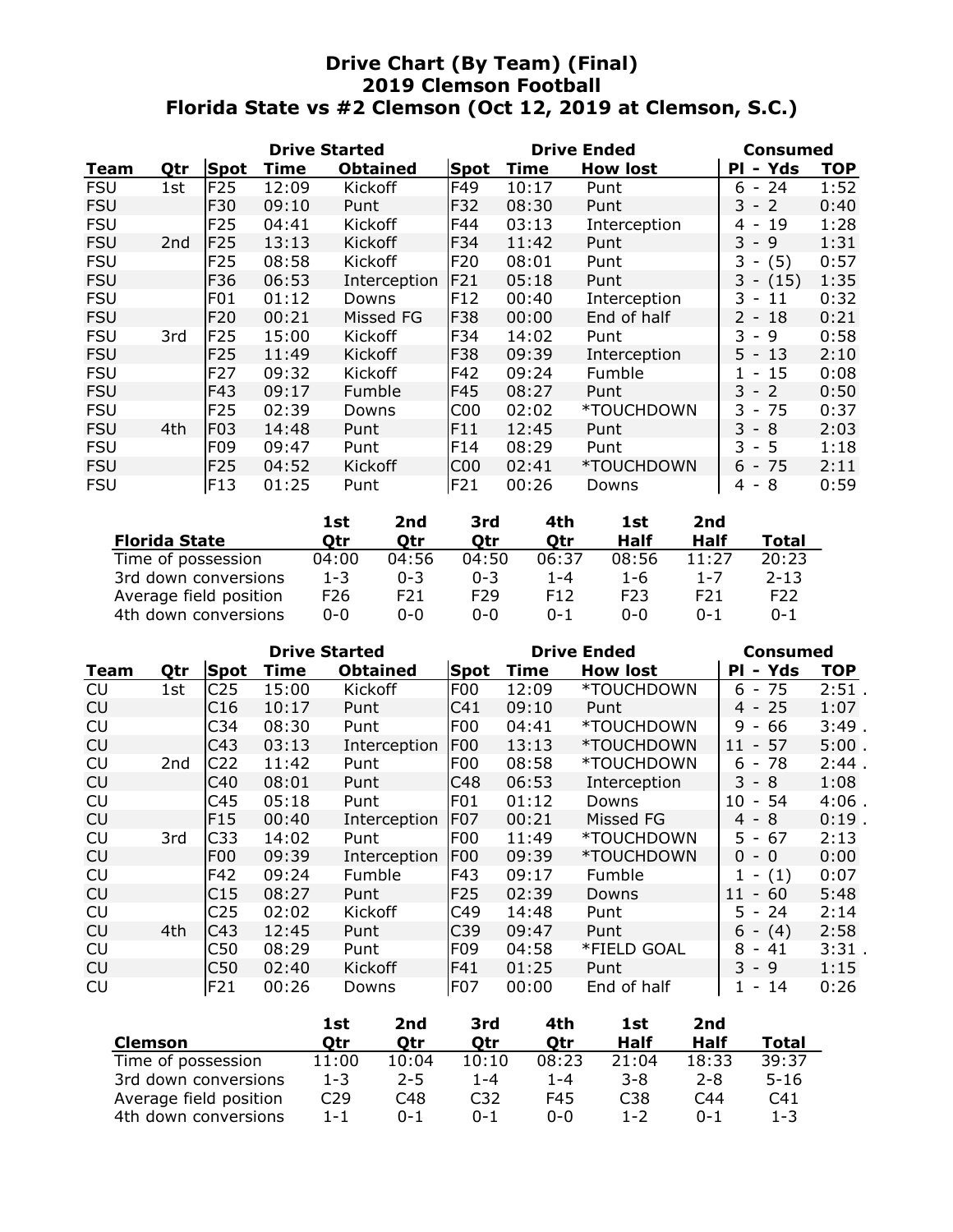# Drive Chart (By Team) (Final)
## 2019 Clemson Football
## Florida State vs #2 Clemson (Oct 12, 2019 at Clemson, S.C.)

| | | Drive Started | | | Drive Ended | | | Consumed | |
|---|---|---|---|---|---|---|---|---|---|
| **Team** | **Qtr** | **Spot** | **Time** | **Obtained** | **Spot** | **Time** | **How lost** | **Pl - Yds** | **TOP** |
| FSU | 1st | F25 | 12:09 | Kickoff | F49 | 10:17 | Punt | 6 - 24 | 1:52 |
| FSU | | F30 | 09:10 | Punt | F32 | 08:30 | Punt | 3 - 2 | 0:40 |
| FSU | | F25 | 04:41 | Kickoff | F44 | 03:13 | Interception | 4 - 19 | 1:28 |
| FSU | 2nd | F25 | 13:13 | Kickoff | F34 | 11:42 | Punt | 3 - 9 | 1:31 |
| FSU | | F25 | 08:58 | Kickoff | F20 | 08:01 | Punt | 3 - (5) | 0:57 |
| FSU | | F36 | 06:53 | Interception | F21 | 05:18 | Punt | 3 - (15) | 1:35 |
| FSU | | F01 | 01:12 | Downs | F12 | 00:40 | Interception | 3 - 11 | 0:32 |
| FSU | | F20 | 00:21 | Missed FG | F38 | 00:00 | End of half | 2 - 18 | 0:21 |
| FSU | 3rd | F25 | 15:00 | Kickoff | F34 | 14:02 | Punt | 3 - 9 | 0:58 |
| FSU | | F25 | 11:49 | Kickoff | F38 | 09:39 | Interception | 5 - 13 | 2:10 |
| FSU | | F27 | 09:32 | Kickoff | F42 | 09:24 | Fumble | 1 - 15 | 0:08 |
| FSU | | F43 | 09:17 | Fumble | F45 | 08:27 | Punt | 3 - 2 | 0:50 |
| FSU | | F25 | 02:39 | Downs | C00 | 02:02 | *TOUCHDOWN | 3 - 75 | 0:37 |
| FSU | 4th | F03 | 14:48 | Punt | F11 | 12:45 | Punt | 3 - 8 | 2:03 |
| FSU | | F09 | 09:47 | Punt | F14 | 08:29 | Punt | 3 - 5 | 1:18 |
| FSU | | F25 | 04:52 | Kickoff | C00 | 02:41 | *TOUCHDOWN | 6 - 75 | 2:11 |
| FSU | | F13 | 01:25 | Punt | F21 | 00:26 | Downs | 4 - 8 | 0:59 |

| Florida State | 1st Qtr | 2nd Qtr | 3rd Qtr | 4th Qtr | 1st Half | 2nd Half | Total |
|---|---|---|---|---|---|---|---|
| Time of possession | 04:00 | 04:56 | 04:50 | 06:37 | 08:56 | 11:27 | 20:23 |
| 3rd down conversions | 1-3 | 0-3 | 0-3 | 1-4 | 1-6 | 1-7 | 2-13 |
| Average field position | F26 | F21 | F29 | F12 | F23 | F21 | F22 |
| 4th down conversions | 0-0 | 0-0 | 0-0 | 0-1 | 0-0 | 0-1 | 0-1 |

| | | Drive Started | | | Drive Ended | | | Consumed | |
|---|---|---|---|---|---|---|---|---|---|
| **Team** | **Qtr** | **Spot** | **Time** | **Obtained** | **Spot** | **Time** | **How lost** | **Pl - Yds** | **TOP** |
| CU | 1st | C25 | 15:00 | Kickoff | F00 | 12:09 | *TOUCHDOWN | 6 - 75 | 2:51 . |
| CU | | C16 | 10:17 | Punt | C41 | 09:10 | Punt | 4 - 25 | 1:07 |
| CU | | C34 | 08:30 | Punt | F00 | 04:41 | *TOUCHDOWN | 9 - 66 | 3:49 . |
| CU | | C43 | 03:13 | Interception | F00 | 13:13 | *TOUCHDOWN | 11 - 57 | 5:00 . |
| CU | 2nd | C22 | 11:42 | Punt | F00 | 08:58 | *TOUCHDOWN | 6 - 78 | 2:44 . |
| CU | | C40 | 08:01 | Punt | C48 | 06:53 | Interception | 3 - 8 | 1:08 |
| CU | | C45 | 05:18 | Punt | F01 | 01:12 | Downs | 10 - 54 | 4:06 . |
| CU | | F15 | 00:40 | Interception | F07 | 00:21 | Missed FG | 4 - 8 | 0:19 . |
| CU | 3rd | C33 | 14:02 | Punt | F00 | 11:49 | *TOUCHDOWN | 5 - 67 | 2:13 |
| CU | | F00 | 09:39 | Interception | F00 | 09:39 | *TOUCHDOWN | 0 - 0 | 0:00 |
| CU | | F42 | 09:24 | Fumble | F43 | 09:17 | Fumble | 1 - (1) | 0:07 |
| CU | | C15 | 08:27 | Punt | F25 | 02:39 | Downs | 11 - 60 | 5:48 |
| CU | | C25 | 02:02 | Kickoff | C49 | 14:48 | Punt | 5 - 24 | 2:14 |
| CU | 4th | C43 | 12:45 | Punt | C39 | 09:47 | Punt | 6 - (4) | 2:58 |
| CU | | C50 | 08:29 | Punt | F09 | 04:58 | *FIELD GOAL | 8 - 41 | 3:31 . |
| CU | | C50 | 02:40 | Kickoff | F41 | 01:25 | Punt | 3 - 9 | 1:15 |
| CU | | F21 | 00:26 | Downs | F07 | 00:00 | End of half | 1 - 14 | 0:26 |

| Clemson | 1st Qtr | 2nd Qtr | 3rd Qtr | 4th Qtr | 1st Half | 2nd Half | Total |
|---|---|---|---|---|---|---|---|
| Time of possession | 11:00 | 10:04 | 10:10 | 08:23 | 21:04 | 18:33 | 39:37 |
| 3rd down conversions | 1-3 | 2-5 | 1-4 | 1-4 | 3-8 | 2-8 | 5-16 |
| Average field position | C29 | C48 | C32 | F45 | C38 | C44 | C41 |
| 4th down conversions | 1-1 | 0-1 | 0-1 | 0-0 | 1-2 | 0-1 | 1-3 |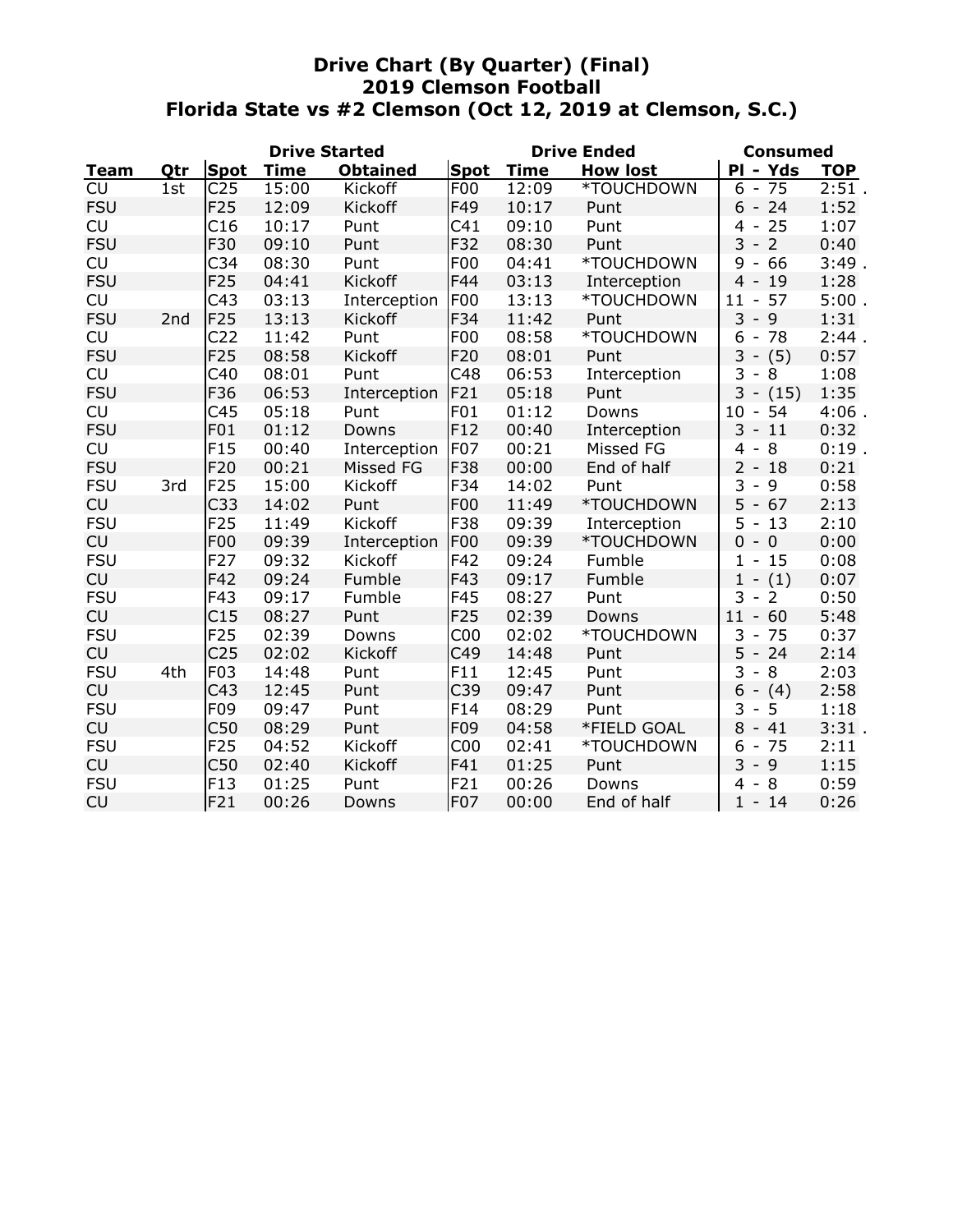# Drive Chart (By Quarter) (Final)
## 2019 Clemson Football
## Florida State vs #2 Clemson (Oct 12, 2019 at Clemson, S.C.)

| | | Drive Started | | | Drive Ended | | | Consumed | |
|---|---|---|---|---|---|---|---|---|---|
| **Team** | **Qtr** | **Spot** | **Time** | **Obtained** | **Spot** | **Time** | **How lost** | **Pl - Yds** | **TOP** |
| CU | 1st | C25 | 15:00 | Kickoff | F00 | 12:09 | *TOUCHDOWN | 6 - 75 | 2:51 . |
| FSU | | F25 | 12:09 | Kickoff | F49 | 10:17 | Punt | 6 - 24 | 1:52 |
| CU | | C16 | 10:17 | Punt | C41 | 09:10 | Punt | 4 - 25 | 1:07 |
| FSU | | F30 | 09:10 | Punt | F32 | 08:30 | Punt | 3 - 2 | 0:40 |
| CU | | C34 | 08:30 | Punt | F00 | 04:41 | *TOUCHDOWN | 9 - 66 | 3:49 . |
| FSU | | F25 | 04:41 | Kickoff | F44 | 03:13 | Interception | 4 - 19 | 1:28 |
| CU | | C43 | 03:13 | Interception | F00 | 13:13 | *TOUCHDOWN | 11 - 57 | 5:00 . |
| FSU | 2nd | F25 | 13:13 | Kickoff | F34 | 11:42 | Punt | 3 - 9 | 1:31 |
| CU | | C22 | 11:42 | Punt | F00 | 08:58 | *TOUCHDOWN | 6 - 78 | 2:44 . |
| FSU | | F25 | 08:58 | Kickoff | F20 | 08:01 | Punt | 3 - (5) | 0:57 |
| CU | | C40 | 08:01 | Punt | C48 | 06:53 | Interception | 3 - 8 | 1:08 |
| FSU | | F36 | 06:53 | Interception | F21 | 05:18 | Punt | 3 - (15) | 1:35 |
| CU | | C45 | 05:18 | Punt | F01 | 01:12 | Downs | 10 - 54 | 4:06 . |
| FSU | | F01 | 01:12 | Downs | F12 | 00:40 | Interception | 3 - 11 | 0:32 |
| CU | | F15 | 00:40 | Interception | F07 | 00:21 | Missed FG | 4 - 8 | 0:19 . |
| FSU | | F20 | 00:21 | Missed FG | F38 | 00:00 | End of half | 2 - 18 | 0:21 |
| FSU | 3rd | F25 | 15:00 | Kickoff | F34 | 14:02 | Punt | 3 - 9 | 0:58 |
| CU | | C33 | 14:02 | Punt | F00 | 11:49 | *TOUCHDOWN | 5 - 67 | 2:13 |
| FSU | | F25 | 11:49 | Kickoff | F38 | 09:39 | Interception | 5 - 13 | 2:10 |
| CU | | F00 | 09:39 | Interception | F00 | 09:39 | *TOUCHDOWN | 0 - 0 | 0:00 |
| FSU | | F27 | 09:32 | Kickoff | F42 | 09:24 | Fumble | 1 - 15 | 0:08 |
| CU | | F42 | 09:24 | Fumble | F43 | 09:17 | Fumble | 1 - (1) | 0:07 |
| FSU | | F43 | 09:17 | Fumble | F45 | 08:27 | Punt | 3 - 2 | 0:50 |
| CU | | C15 | 08:27 | Punt | F25 | 02:39 | Downs | 11 - 60 | 5:48 |
| FSU | | F25 | 02:39 | Downs | C00 | 02:02 | *TOUCHDOWN | 3 - 75 | 0:37 |
| CU | | C25 | 02:02 | Kickoff | C49 | 14:48 | Punt | 5 - 24 | 2:14 |
| FSU | 4th | F03 | 14:48 | Punt | F11 | 12:45 | Punt | 3 - 8 | 2:03 |
| CU | | C43 | 12:45 | Punt | C39 | 09:47 | Punt | 6 - (4) | 2:58 |
| FSU | | F09 | 09:47 | Punt | F14 | 08:29 | Punt | 3 - 5 | 1:18 |
| CU | | C50 | 08:29 | Punt | F09 | 04:58 | *FIELD GOAL | 8 - 41 | 3:31 . |
| FSU | | F25 | 04:52 | Kickoff | C00 | 02:41 | *TOUCHDOWN | 6 - 75 | 2:11 |
| CU | | C50 | 02:40 | Kickoff | F41 | 01:25 | Punt | 3 - 9 | 1:15 |
| FSU | | F13 | 01:25 | Punt | F21 | 00:26 | Downs | 4 - 8 | 0:59 |
| CU | | F21 | 00:26 | Downs | F07 | 00:00 | End of half | 1 - 14 | 0:26 |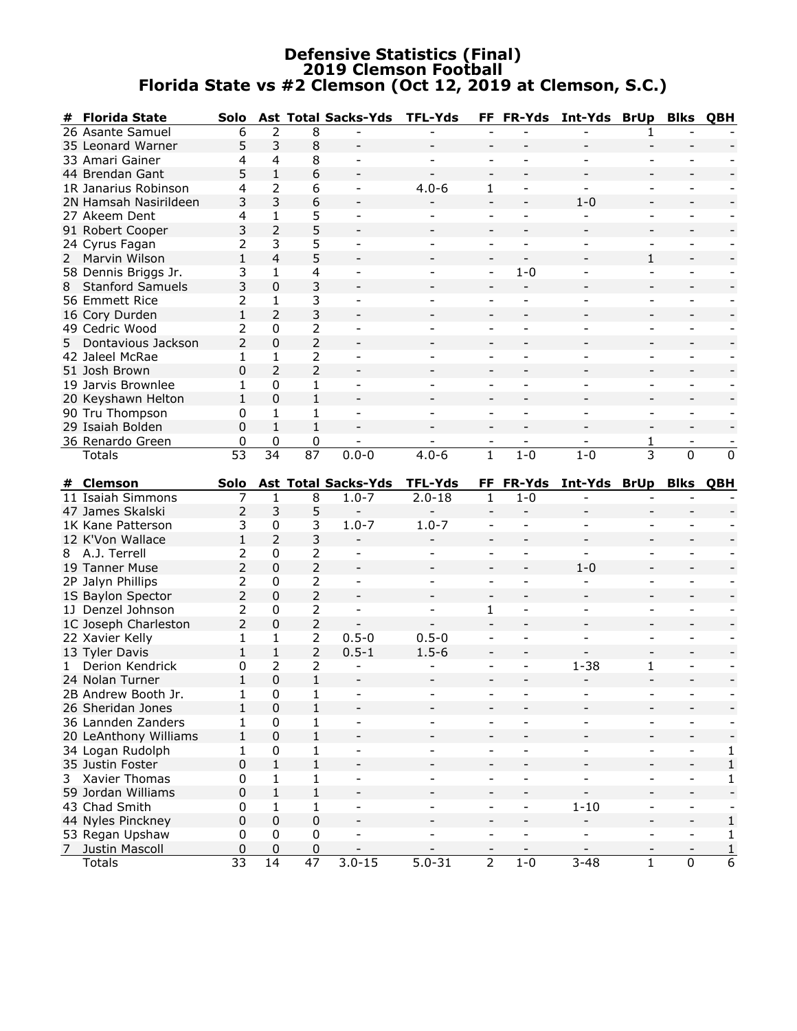# Defensive Statistics (Final)
## 2019 Clemson Football
## Florida State vs #2 Clemson (Oct 12, 2019 at Clemson, S.C.)

| # | Florida State | Solo | Ast | Total | Sacks-Yds | TFL-Yds | FF | FR-Yds | Int-Yds | BrUp | Blks | QBH |
|---|---|---|---|---|---|---|---|---|---|---|---|---|
| 26 | Asante Samuel | 6 | 2 | 8 | - | - | - | - | - | 1 | - | - |
| 35 | Leonard Warner | 5 | 3 | 8 | - | - | - | - | - | - | - | - |
| 33 | Amari Gainer | 4 | 4 | 8 | - | - | - | - | - | - | - | - |
| 44 | Brendan Gant | 5 | 1 | 6 | - | - | - | - | - | - | - | - |
| 1R | Janarius Robinson | 4 | 2 | 6 | - | 4.0-6 | 1 | - | - | - | - | - |
| 2N | Hamsah Nasirildeen | 3 | 3 | 6 | - | - | - | - | 1-0 | - | - | - |
| 27 | Akeem Dent | 4 | 1 | 5 | - | - | - | - | - | - | - | - |
| 91 | Robert Cooper | 3 | 2 | 5 | - | - | - | - | - | - | - | - |
| 24 | Cyrus Fagan | 2 | 3 | 5 | - | - | - | - | - | - | - | - |
| 2 | Marvin Wilson | 1 | 4 | 5 | - | - | - | - | - | 1 | - | - |
| 58 | Dennis Briggs Jr. | 3 | 1 | 4 | - | - | - | 1-0 | - | - | - | - |
| 8 | Stanford Samuels | 3 | 0 | 3 | - | - | - | - | - | - | - | - |
| 56 | Emmett Rice | 2 | 1 | 3 | - | - | - | - | - | - | - | - |
| 16 | Cory Durden | 1 | 2 | 3 | - | - | - | - | - | - | - | - |
| 49 | Cedric Wood | 2 | 0 | 2 | - | - | - | - | - | - | - | - |
| 5 | Dontavious Jackson | 2 | 0 | 2 | - | - | - | - | - | - | - | - |
| 42 | Jaleel McRae | 1 | 1 | 2 | - | - | - | - | - | - | - | - |
| 51 | Josh Brown | 0 | 2 | 2 | - | - | - | - | - | - | - | - |
| 19 | Jarvis Brownlee | 1 | 0 | 1 | - | - | - | - | - | - | - | - |
| 20 | Keyshawn Helton | 1 | 0 | 1 | - | - | - | - | - | - | - | - |
| 90 | Tru Thompson | 0 | 1 | 1 | - | - | - | - | - | - | - | - |
| 29 | Isaiah Bolden | 0 | 1 | 1 | - | - | - | - | - | - | - | - |
| 36 | Renardo Green | 0 | 0 | 0 | - | - | - | - | - | 1 | - | - |
| | Totals | 53 | 34 | 87 | 0.0-0 | 4.0-6 | 1 | 1-0 | 1-0 | 3 | 0 | 0 |

| # | Clemson | Solo | Ast | Total | Sacks-Yds | TFL-Yds | FF | FR-Yds | Int-Yds | BrUp | Blks | QBH |
|---|---|---|---|---|---|---|---|---|---|---|---|---|
| 11 | Isaiah Simmons | 7 | 1 | 8 | 1.0-7 | 2.0-18 | 1 | 1-0 | - | - | - | - |
| 47 | James Skalski | 2 | 3 | 5 | - | - | - | - | - | - | - | - |
| 1K | Kane Patterson | 3 | 0 | 3 | 1.0-7 | 1.0-7 | - | - | - | - | - | - |
| 12 | K'Von Wallace | 1 | 2 | 3 | - | - | - | - | - | - | - | - |
| 8 | A.J. Terrell | 2 | 0 | 2 | - | - | - | - | - | - | - | - |
| 19 | Tanner Muse | 2 | 0 | 2 | - | - | - | - | 1-0 | - | - | - |
| 2P | Jalyn Phillips | 2 | 0 | 2 | - | - | - | - | - | - | - | - |
| 1S | Baylon Spector | 2 | 0 | 2 | - | - | - | - | - | - | - | - |
| 1J | Denzel Johnson | 2 | 0 | 2 | - | - | 1 | - | - | - | - | - |
| 1C | Joseph Charleston | 2 | 0 | 2 | - | - | - | - | - | - | - | - |
| 22 | Xavier Kelly | 1 | 1 | 2 | 0.5-0 | 0.5-0 | - | - | - | - | - | - |
| 13 | Tyler Davis | 1 | 1 | 2 | 0.5-1 | 1.5-6 | - | - | - | - | - | - |
| 1 | Derion Kendrick | 0 | 2 | 2 | - | - | - | - | 1-38 | 1 | - | - |
| 24 | Nolan Turner | 1 | 0 | 1 | - | - | - | - | - | - | - | - |
| 2B | Andrew Booth Jr. | 1 | 0 | 1 | - | - | - | - | - | - | - | - |
| 26 | Sheridan Jones | 1 | 0 | 1 | - | - | - | - | - | - | - | - |
| 36 | Lannden Zanders | 1 | 0 | 1 | - | - | - | - | - | - | - | - |
| 20 | LeAnthony Williams | 1 | 0 | 1 | - | - | - | - | - | - | - | - |
| 34 | Logan Rudolph | 1 | 0 | 1 | - | - | - | - | - | - | - | 1 |
| 35 | Justin Foster | 0 | 1 | 1 | - | - | - | - | - | - | - | 1 |
| 3 | Xavier Thomas | 0 | 1 | 1 | - | - | - | - | - | - | - | 1 |
| 59 | Jordan Williams | 0 | 1 | 1 | - | - | - | - | - | - | - | - |
| 43 | Chad Smith | 0 | 1 | 1 | - | - | - | - | 1-10 | - | - | - |
| 44 | Nyles Pinckney | 0 | 0 | 0 | - | - | - | - | - | - | - | 1 |
| 53 | Regan Upshaw | 0 | 0 | 0 | - | - | - | - | - | - | - | 1 |
| 7 | Justin Mascoll | 0 | 0 | 0 | - | - | - | - | - | - | - | 1 |
| | Totals | 33 | 14 | 47 | 3.0-15 | 5.0-31 | 2 | 1-0 | 3-48 | 1 | 0 | 6 |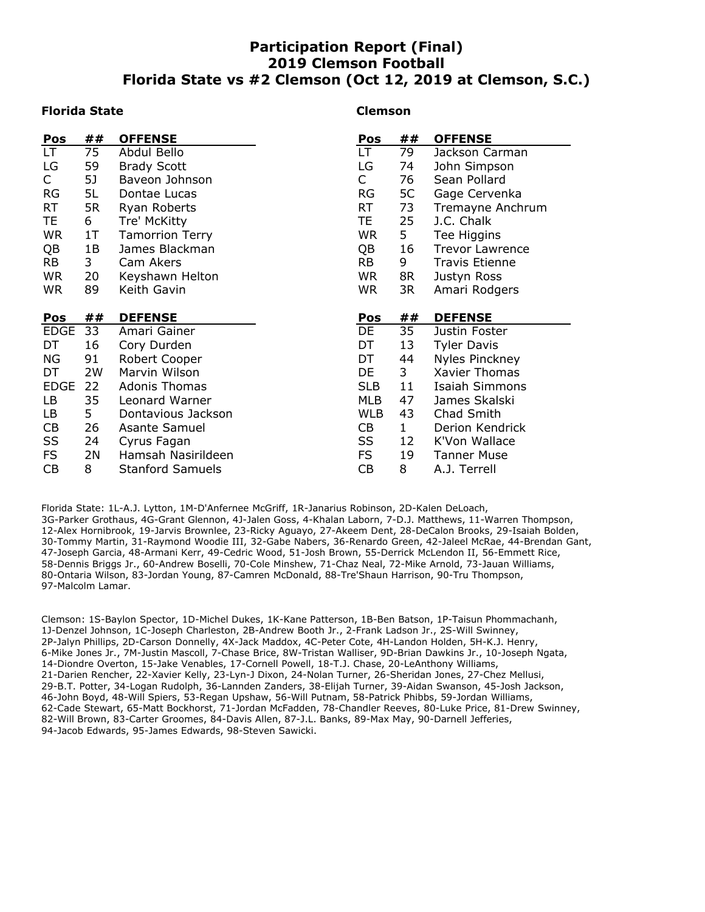# Participation Report (Final)
# 2019 Clemson Football
# Florida State vs #2 Clemson (Oct 12, 2019 at Clemson, S.C.)

## Florida State

| Pos | ## | OFFENSE |
|---|---|---|
| LT | 75 | Abdul Bello |
| LG | 59 | Brady Scott |
| C | 5J | Baveon Johnson |
| RG | 5L | Dontae Lucas |
| RT | 5R | Ryan Roberts |
| TE | 6 | Tre' McKitty |
| WR | 1T | Tamorrion Terry |
| QB | 1B | James Blackman |
| RB | 3 | Cam Akers |
| WR | 20 | Keyshawn Helton |
| WR | 89 | Keith Gavin |

| Pos | ## | DEFENSE |
|---|---|---|
| EDGE | 33 | Amari Gainer |
| DT | 16 | Cory Durden |
| NG | 91 | Robert Cooper |
| DT | 2W | Marvin Wilson |
| EDGE | 22 | Adonis Thomas |
| LB | 35 | Leonard Warner |
| LB | 5 | Dontavious Jackson |
| CB | 26 | Asante Samuel |
| SS | 24 | Cyrus Fagan |
| FS | 2N | Hamsah Nasirildeen |
| CB | 8 | Stanford Samuels |

## Clemson

| Pos | ## | OFFENSE |
|---|---|---|
| LT | 79 | Jackson Carman |
| LG | 74 | John Simpson |
| C | 76 | Sean Pollard |
| RG | 5C | Gage Cervenka |
| RT | 73 | Tremayne Anchrum |
| TE | 25 | J.C. Chalk |
| WR | 5 | Tee Higgins |
| QB | 16 | Trevor Lawrence |
| RB | 9 | Travis Etienne |
| WR | 8R | Justyn Ross |
| WR | 3R | Amari Rodgers |

| Pos | ## | DEFENSE |
|---|---|---|
| DE | 35 | Justin Foster |
| DT | 13 | Tyler Davis |
| DT | 44 | Nyles Pinckney |
| DE | 3 | Xavier Thomas |
| SLB | 11 | Isaiah Simmons |
| MLB | 47 | James Skalski |
| WLB | 43 | Chad Smith |
| CB | 1 | Derion Kendrick |
| SS | 12 | K'Von Wallace |
| FS | 19 | Tanner Muse |
| CB | 8 | A.J. Terrell |

Florida State: 1L-A.J. Lytton, 1M-D'Anfernee McGriff, 1R-Janarius Robinson, 2D-Kalen DeLoach, 3G-Parker Grothaus, 4G-Grant Glennon, 4J-Jalen Goss, 4-Khalan Laborn, 7-D.J. Matthews, 11-Warren Thompson, 12-Alex Hornibrook, 19-Jarvis Brownlee, 23-Ricky Aguayo, 27-Akeem Dent, 28-DeCalon Brooks, 29-Isaiah Bolden, 30-Tommy Martin, 31-Raymond Woodie III, 32-Gabe Nabers, 36-Renardo Green, 42-Jaleel McRae, 44-Brendan Gant, 47-Joseph Garcia, 48-Armani Kerr, 49-Cedric Wood, 51-Josh Brown, 55-Derrick McLendon II, 56-Emmett Rice, 58-Dennis Briggs Jr., 60-Andrew Boselli, 70-Cole Minshew, 71-Chaz Neal, 72-Mike Arnold, 73-Jauan Williams, 80-Ontaria Wilson, 83-Jordan Young, 87-Camren McDonald, 88-Tre'Shaun Harrison, 90-Tru Thompson, 97-Malcolm Lamar.

Clemson: 1S-Baylon Spector, 1D-Michel Dukes, 1K-Kane Patterson, 1B-Ben Batson, 1P-Taisun Phommachanh, 1J-Denzel Johnson, 1C-Joseph Charleston, 2B-Andrew Booth Jr., 2-Frank Ladson Jr., 2S-Will Swinney, 2P-Jalyn Phillips, 2D-Carson Donnelly, 4X-Jack Maddox, 4C-Peter Cote, 4H-Landon Holden, 5H-K.J. Henry, 6-Mike Jones Jr., 7M-Justin Mascoll, 7-Chase Brice, 8W-Tristan Walliser, 9D-Brian Dawkins Jr., 10-Joseph Ngata, 14-Diondre Overton, 15-Jake Venables, 17-Cornell Powell, 18-T.J. Chase, 20-LeAnthony Williams, 21-Darien Rencher, 22-Xavier Kelly, 23-Lyn-J Dixon, 24-Nolan Turner, 26-Sheridan Jones, 27-Chez Mellusi, 29-B.T. Potter, 34-Logan Rudolph, 36-Lannden Zanders, 38-Elijah Turner, 39-Aidan Swanson, 45-Josh Jackson, 46-John Boyd, 48-Will Spiers, 53-Regan Upshaw, 56-Will Putnam, 58-Patrick Phibbs, 59-Jordan Williams, 62-Cade Stewart, 65-Matt Bockhorst, 71-Jordan McFadden, 78-Chandler Reeves, 80-Luke Price, 81-Drew Swinney, 82-Will Brown, 83-Carter Groomes, 84-Davis Allen, 87-J.L. Banks, 89-Max May, 90-Darnell Jefferies, 94-Jacob Edwards, 95-James Edwards, 98-Steven Sawicki.